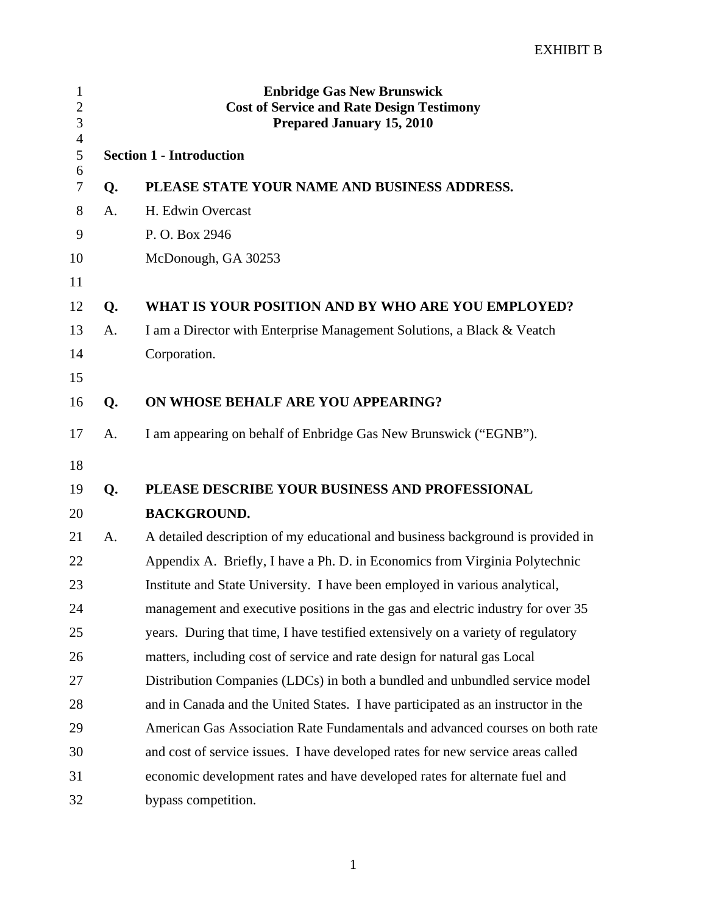EXHIBIT B

# Enbridge Gas New Brunswick
## Cost of Service and Rate Design Testimony
### Prepared January 15, 2010

**Section 1 - Introduction**

**Q. PLEASE STATE YOUR NAME AND BUSINESS ADDRESS.**

A. H. Edwin Overcast
P. O. Box 2946
McDonough, GA 30253

**Q. WHAT IS YOUR POSITION AND BY WHO ARE YOU EMPLOYED?**

A. I am a Director with Enterprise Management Solutions, a Black & Veatch Corporation.

**Q. ON WHOSE BEHALF ARE YOU APPEARING?**

A. I am appearing on behalf of Enbridge Gas New Brunswick ("EGNB").

**Q. PLEASE DESCRIBE YOUR BUSINESS AND PROFESSIONAL BACKGROUND.**

A. A detailed description of my educational and business background is provided in Appendix A. Briefly, I have a Ph. D. in Economics from Virginia Polytechnic Institute and State University. I have been employed in various analytical, management and executive positions in the gas and electric industry for over 35 years. During that time, I have testified extensively on a variety of regulatory matters, including cost of service and rate design for natural gas Local Distribution Companies (LDCs) in both a bundled and unbundled service model and in Canada and the United States. I have participated as an instructor in the American Gas Association Rate Fundamentals and advanced courses on both rate and cost of service issues. I have developed rates for new service areas called economic development rates and have developed rates for alternate fuel and bypass competition.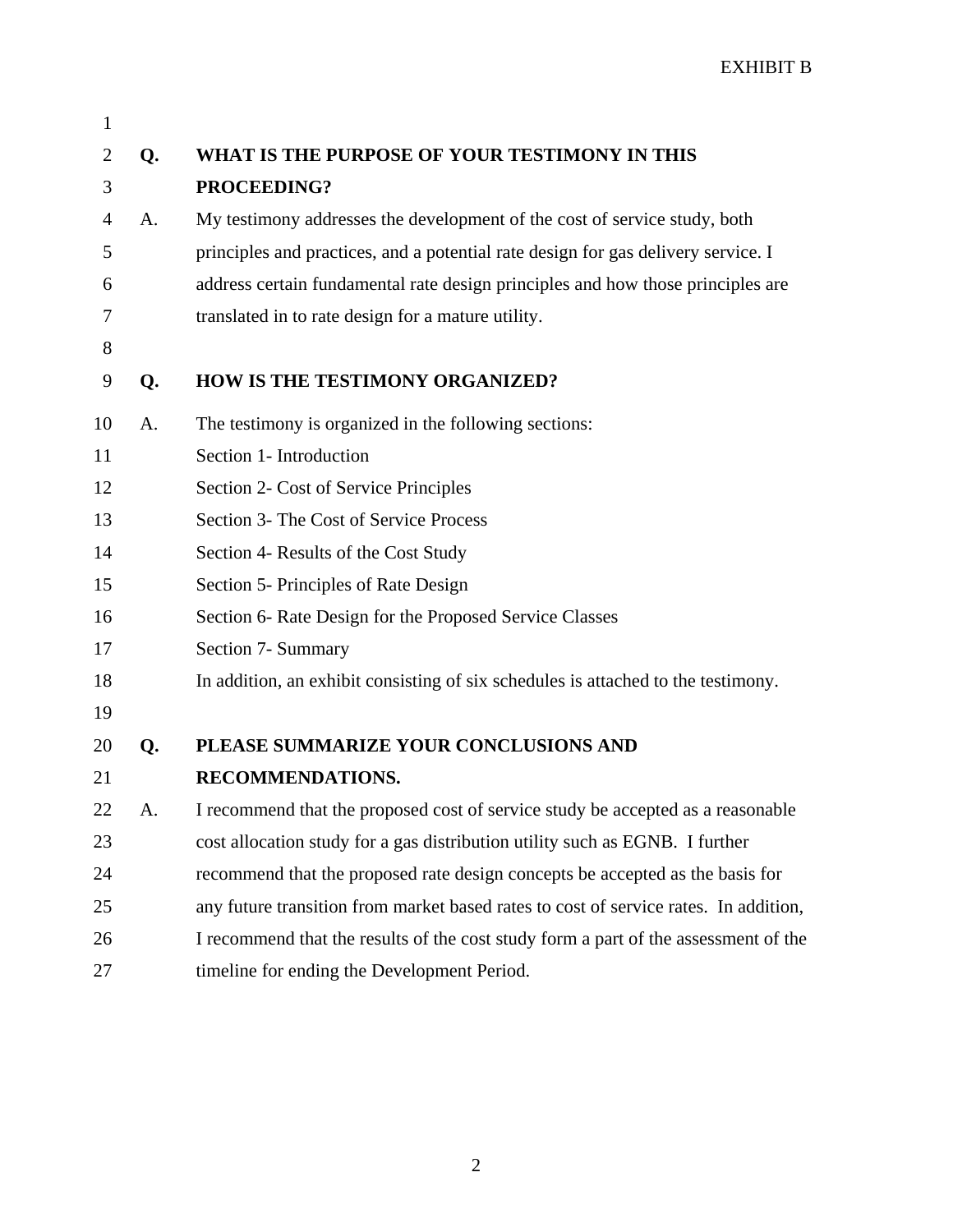EXHIBIT B

**Q. WHAT IS THE PURPOSE OF YOUR TESTIMONY IN THIS PROCEEDING?**

A. My testimony addresses the development of the cost of service study, both principles and practices, and a potential rate design for gas delivery service. I address certain fundamental rate design principles and how those principles are translated in to rate design for a mature utility.

**Q. HOW IS THE TESTIMONY ORGANIZED?**

A. The testimony is organized in the following sections:

Section 1- Introduction

Section 2- Cost of Service Principles

Section 3- The Cost of Service Process

Section 4- Results of the Cost Study

Section 5- Principles of Rate Design

Section 6- Rate Design for the Proposed Service Classes

Section 7- Summary

In addition, an exhibit consisting of six schedules is attached to the testimony.

**Q. PLEASE SUMMARIZE YOUR CONCLUSIONS AND RECOMMENDATIONS.**

A. I recommend that the proposed cost of service study be accepted as a reasonable cost allocation study for a gas distribution utility such as EGNB. I further recommend that the proposed rate design concepts be accepted as the basis for any future transition from market based rates to cost of service rates. In addition, I recommend that the results of the cost study form a part of the assessment of the timeline for ending the Development Period.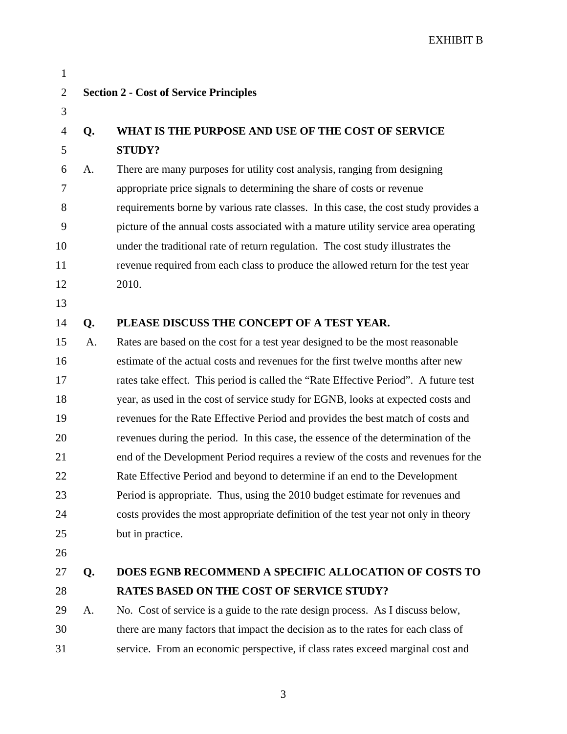EXHIBIT B

## Section 2 - Cost of Service Principles

**Q. WHAT IS THE PURPOSE AND USE OF THE COST OF SERVICE STUDY?**

A. There are many purposes for utility cost analysis, ranging from designing appropriate price signals to determining the share of costs or revenue requirements borne by various rate classes. In this case, the cost study provides a picture of the annual costs associated with a mature utility service area operating under the traditional rate of return regulation. The cost study illustrates the revenue required from each class to produce the allowed return for the test year 2010.

**Q. PLEASE DISCUSS THE CONCEPT OF A TEST YEAR.**

A. Rates are based on the cost for a test year designed to be the most reasonable estimate of the actual costs and revenues for the first twelve months after new rates take effect. This period is called the "Rate Effective Period". A future test year, as used in the cost of service study for EGNB, looks at expected costs and revenues for the Rate Effective Period and provides the best match of costs and revenues during the period. In this case, the essence of the determination of the end of the Development Period requires a review of the costs and revenues for the Rate Effective Period and beyond to determine if an end to the Development Period is appropriate. Thus, using the 2010 budget estimate for revenues and costs provides the most appropriate definition of the test year not only in theory but in practice.

**Q. DOES EGNB RECOMMEND A SPECIFIC ALLOCATION OF COSTS TO RATES BASED ON THE COST OF SERVICE STUDY?**

A. No. Cost of service is a guide to the rate design process. As I discuss below, there are many factors that impact the decision as to the rates for each class of service. From an economic perspective, if class rates exceed marginal cost and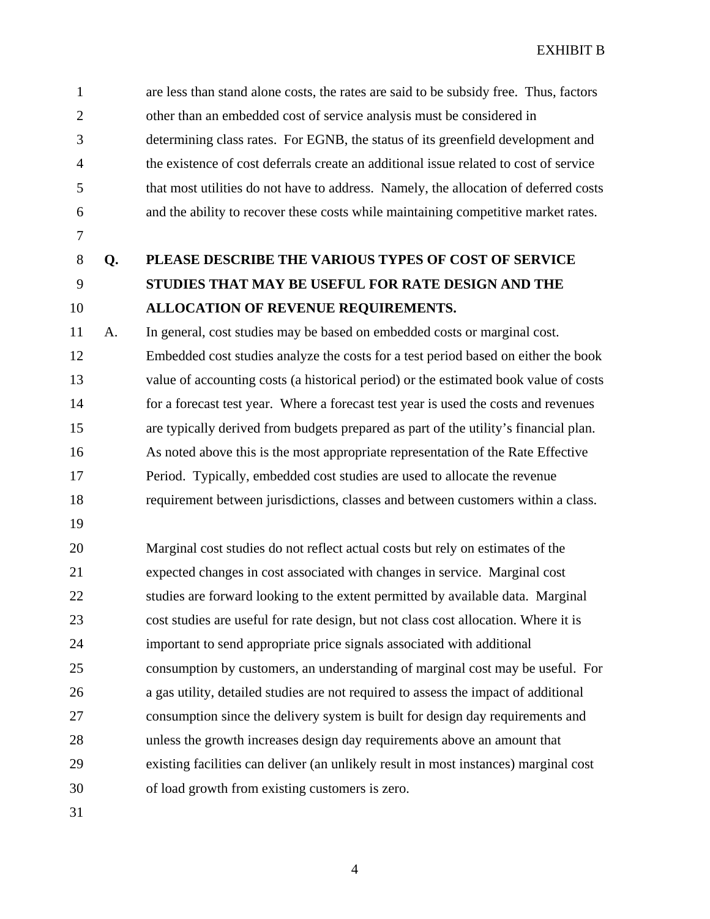are less than stand alone costs, the rates are said to be subsidy free. Thus, factors other than an embedded cost of service analysis must be considered in determining class rates. For EGNB, the status of its greenfield development and the existence of cost deferrals create an additional issue related to cost of service that most utilities do not have to address. Namely, the allocation of deferred costs and the ability to recover these costs while maintaining competitive market rates.

**Q. PLEASE DESCRIBE THE VARIOUS TYPES OF COST OF SERVICE STUDIES THAT MAY BE USEFUL FOR RATE DESIGN AND THE ALLOCATION OF REVENUE REQUIREMENTS.**

A. In general, cost studies may be based on embedded costs or marginal cost. Embedded cost studies analyze the costs for a test period based on either the book value of accounting costs (a historical period) or the estimated book value of costs for a forecast test year. Where a forecast test year is used the costs and revenues are typically derived from budgets prepared as part of the utility's financial plan. As noted above this is the most appropriate representation of the Rate Effective Period. Typically, embedded cost studies are used to allocate the revenue requirement between jurisdictions, classes and between customers within a class.

Marginal cost studies do not reflect actual costs but rely on estimates of the expected changes in cost associated with changes in service. Marginal cost studies are forward looking to the extent permitted by available data. Marginal cost studies are useful for rate design, but not class cost allocation. Where it is important to send appropriate price signals associated with additional consumption by customers, an understanding of marginal cost may be useful. For a gas utility, detailed studies are not required to assess the impact of additional consumption since the delivery system is built for design day requirements and unless the growth increases design day requirements above an amount that existing facilities can deliver (an unlikely result in most instances) marginal cost of load growth from existing customers is zero.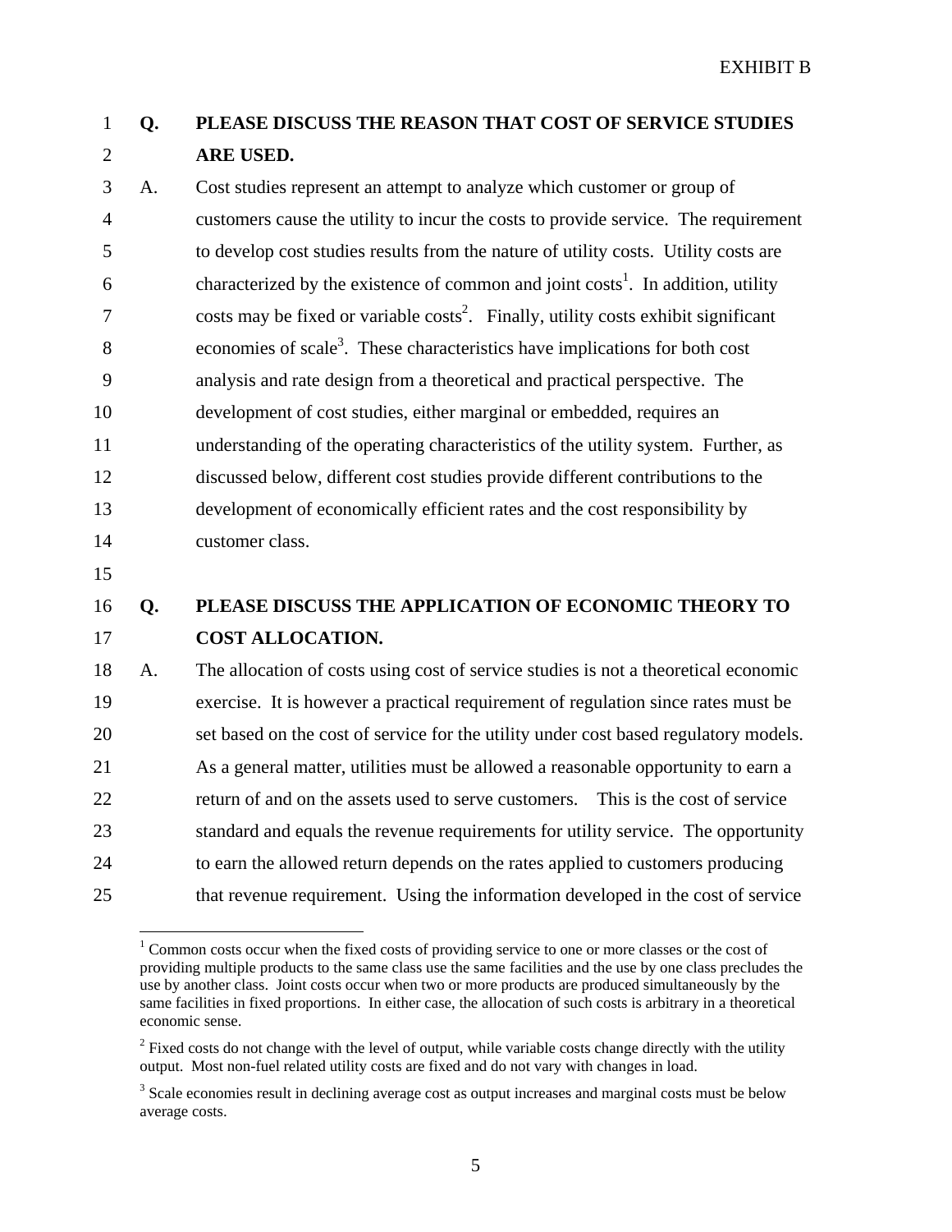EXHIBIT B

**Q. PLEASE DISCUSS THE REASON THAT COST OF SERVICE STUDIES ARE USED.**

A. Cost studies represent an attempt to analyze which customer or group of customers cause the utility to incur the costs to provide service. The requirement to develop cost studies results from the nature of utility costs. Utility costs are characterized by the existence of common and joint costs[1]. In addition, utility costs may be fixed or variable costs[2]. Finally, utility costs exhibit significant economies of scale[3]. These characteristics have implications for both cost analysis and rate design from a theoretical and practical perspective. The development of cost studies, either marginal or embedded, requires an understanding of the operating characteristics of the utility system. Further, as discussed below, different cost studies provide different contributions to the development of economically efficient rates and the cost responsibility by customer class.

**Q. PLEASE DISCUSS THE APPLICATION OF ECONOMIC THEORY TO COST ALLOCATION.**

A. The allocation of costs using cost of service studies is not a theoretical economic exercise. It is however a practical requirement of regulation since rates must be set based on the cost of service for the utility under cost based regulatory models. As a general matter, utilities must be allowed a reasonable opportunity to earn a return of and on the assets used to serve customers. This is the cost of service standard and equals the revenue requirements for utility service. The opportunity to earn the allowed return depends on the rates applied to customers producing that revenue requirement. Using the information developed in the cost of service

---

[1] Common costs occur when the fixed costs of providing service to one or more classes or the cost of providing multiple products to the same class use the same facilities and the use by one class precludes the use by another class. Joint costs occur when two or more products are produced simultaneously by the same facilities in fixed proportions. In either case, the allocation of such costs is arbitrary in a theoretical economic sense.

[2] Fixed costs do not change with the level of output, while variable costs change directly with the utility output. Most non-fuel related utility costs are fixed and do not vary with changes in load.

[3] Scale economies result in declining average cost as output increases and marginal costs must be below average costs.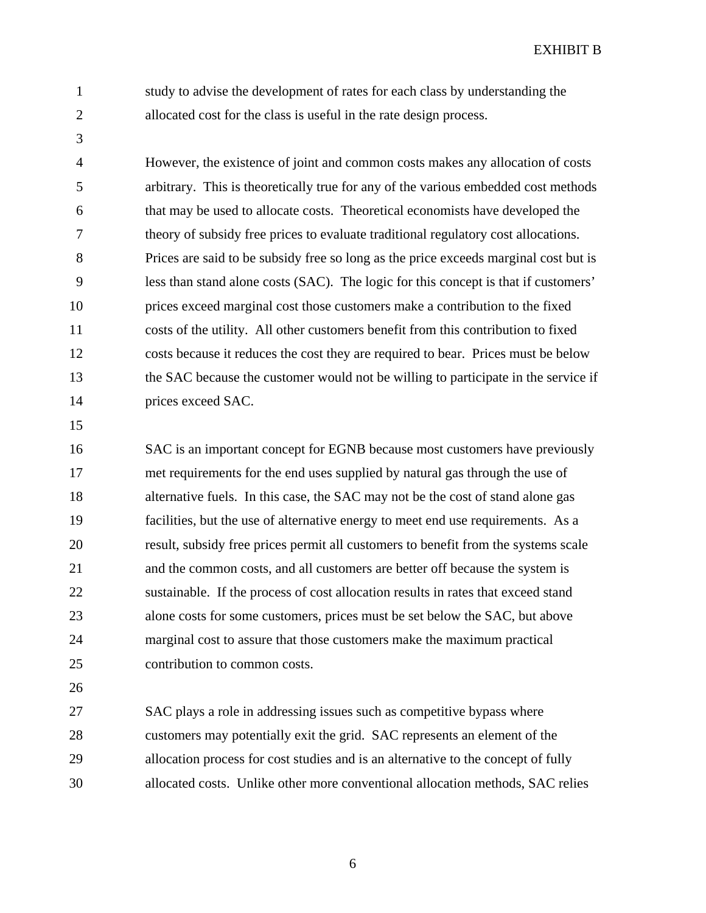study to advise the development of rates for each class by understanding the allocated cost for the class is useful in the rate design process.

However, the existence of joint and common costs makes any allocation of costs arbitrary. This is theoretically true for any of the various embedded cost methods that may be used to allocate costs. Theoretical economists have developed the theory of subsidy free prices to evaluate traditional regulatory cost allocations. Prices are said to be subsidy free so long as the price exceeds marginal cost but is less than stand alone costs (SAC). The logic for this concept is that if customers' prices exceed marginal cost those customers make a contribution to the fixed costs of the utility. All other customers benefit from this contribution to fixed costs because it reduces the cost they are required to bear. Prices must be below the SAC because the customer would not be willing to participate in the service if prices exceed SAC.

SAC is an important concept for EGNB because most customers have previously met requirements for the end uses supplied by natural gas through the use of alternative fuels. In this case, the SAC may not be the cost of stand alone gas facilities, but the use of alternative energy to meet end use requirements. As a result, subsidy free prices permit all customers to benefit from the systems scale and the common costs, and all customers are better off because the system is sustainable. If the process of cost allocation results in rates that exceed stand alone costs for some customers, prices must be set below the SAC, but above marginal cost to assure that those customers make the maximum practical contribution to common costs.

SAC plays a role in addressing issues such as competitive bypass where customers may potentially exit the grid. SAC represents an element of the allocation process for cost studies and is an alternative to the concept of fully allocated costs. Unlike other more conventional allocation methods, SAC relies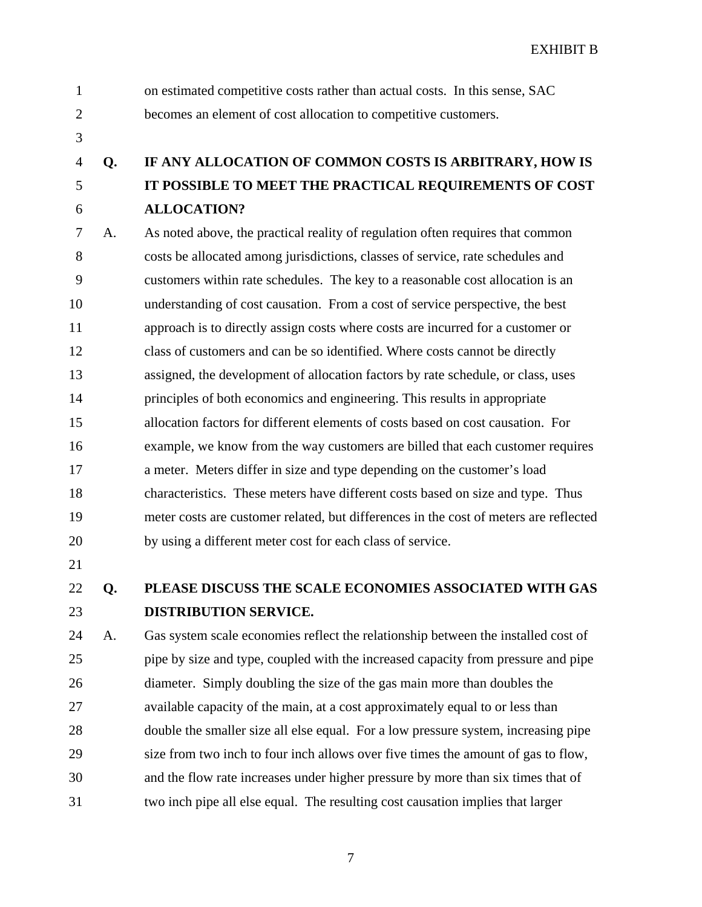on estimated competitive costs rather than actual costs. In this sense, SAC becomes an element of cost allocation to competitive customers.

**Q. IF ANY ALLOCATION OF COMMON COSTS IS ARBITRARY, HOW IS IT POSSIBLE TO MEET THE PRACTICAL REQUIREMENTS OF COST ALLOCATION?**

A. As noted above, the practical reality of regulation often requires that common costs be allocated among jurisdictions, classes of service, rate schedules and customers within rate schedules. The key to a reasonable cost allocation is an understanding of cost causation. From a cost of service perspective, the best approach is to directly assign costs where costs are incurred for a customer or class of customers and can be so identified. Where costs cannot be directly assigned, the development of allocation factors by rate schedule, or class, uses principles of both economics and engineering. This results in appropriate allocation factors for different elements of costs based on cost causation. For example, we know from the way customers are billed that each customer requires a meter. Meters differ in size and type depending on the customer's load characteristics. These meters have different costs based on size and type. Thus meter costs are customer related, but differences in the cost of meters are reflected by using a different meter cost for each class of service.

**Q. PLEASE DISCUSS THE SCALE ECONOMIES ASSOCIATED WITH GAS DISTRIBUTION SERVICE.**

A. Gas system scale economies reflect the relationship between the installed cost of pipe by size and type, coupled with the increased capacity from pressure and pipe diameter. Simply doubling the size of the gas main more than doubles the available capacity of the main, at a cost approximately equal to or less than double the smaller size all else equal. For a low pressure system, increasing pipe size from two inch to four inch allows over five times the amount of gas to flow, and the flow rate increases under higher pressure by more than six times that of two inch pipe all else equal. The resulting cost causation implies that larger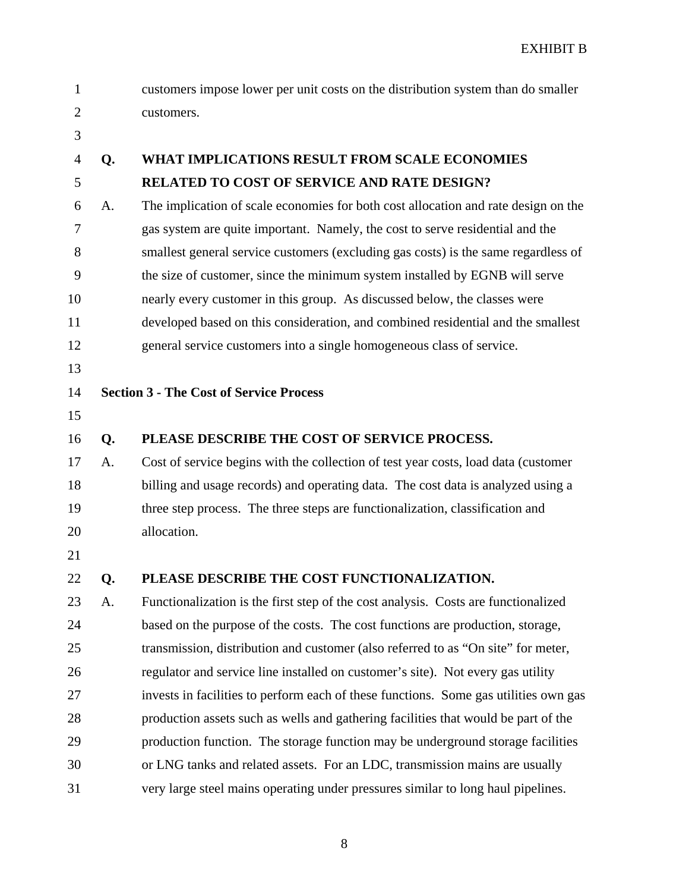customers impose lower per unit costs on the distribution system than do smaller customers.

**Q. WHAT IMPLICATIONS RESULT FROM SCALE ECONOMIES RELATED TO COST OF SERVICE AND RATE DESIGN?**

A. The implication of scale economies for both cost allocation and rate design on the gas system are quite important. Namely, the cost to serve residential and the smallest general service customers (excluding gas costs) is the same regardless of the size of customer, since the minimum system installed by EGNB will serve nearly every customer in this group. As discussed below, the classes were developed based on this consideration, and combined residential and the smallest general service customers into a single homogeneous class of service.

## Section 3 - The Cost of Service Process

**Q. PLEASE DESCRIBE THE COST OF SERVICE PROCESS.**

A. Cost of service begins with the collection of test year costs, load data (customer billing and usage records) and operating data. The cost data is analyzed using a three step process. The three steps are functionalization, classification and allocation.

**Q. PLEASE DESCRIBE THE COST FUNCTIONALIZATION.**

A. Functionalization is the first step of the cost analysis. Costs are functionalized based on the purpose of the costs. The cost functions are production, storage, transmission, distribution and customer (also referred to as "On site" for meter, regulator and service line installed on customer's site). Not every gas utility invests in facilities to perform each of these functions. Some gas utilities own gas production assets such as wells and gathering facilities that would be part of the production function. The storage function may be underground storage facilities or LNG tanks and related assets. For an LDC, transmission mains are usually very large steel mains operating under pressures similar to long haul pipelines.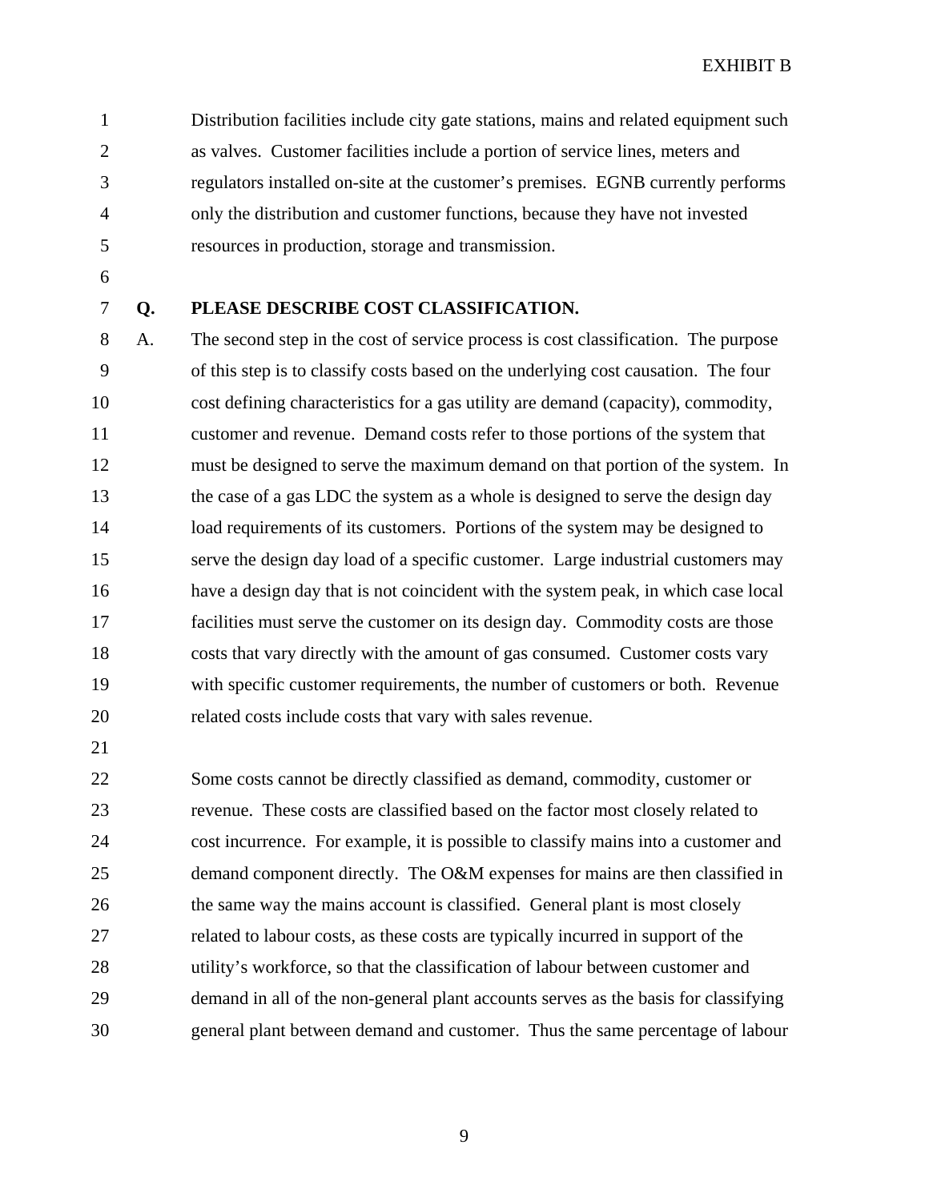Distribution facilities include city gate stations, mains and related equipment such as valves. Customer facilities include a portion of service lines, meters and regulators installed on-site at the customer's premises. EGNB currently performs only the distribution and customer functions, because they have not invested resources in production, storage and transmission.

**Q. PLEASE DESCRIBE COST CLASSIFICATION.**

A. The second step in the cost of service process is cost classification. The purpose of this step is to classify costs based on the underlying cost causation. The four cost defining characteristics for a gas utility are demand (capacity), commodity, customer and revenue. Demand costs refer to those portions of the system that must be designed to serve the maximum demand on that portion of the system. In the case of a gas LDC the system as a whole is designed to serve the design day load requirements of its customers. Portions of the system may be designed to serve the design day load of a specific customer. Large industrial customers may have a design day that is not coincident with the system peak, in which case local facilities must serve the customer on its design day. Commodity costs are those costs that vary directly with the amount of gas consumed. Customer costs vary with specific customer requirements, the number of customers or both. Revenue related costs include costs that vary with sales revenue.

Some costs cannot be directly classified as demand, commodity, customer or revenue. These costs are classified based on the factor most closely related to cost incurrence. For example, it is possible to classify mains into a customer and demand component directly. The O&M expenses for mains are then classified in the same way the mains account is classified. General plant is most closely related to labour costs, as these costs are typically incurred in support of the utility's workforce, so that the classification of labour between customer and demand in all of the non-general plant accounts serves as the basis for classifying general plant between demand and customer. Thus the same percentage of labour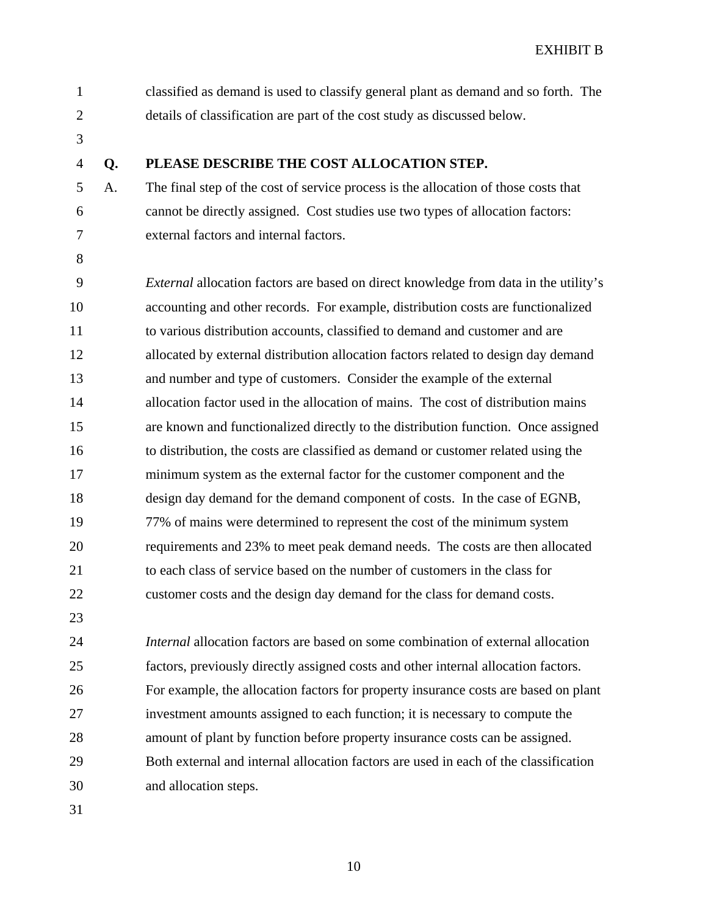classified as demand is used to classify general plant as demand and so forth. The details of classification are part of the cost study as discussed below.

**Q. PLEASE DESCRIBE THE COST ALLOCATION STEP.**

A. The final step of the cost of service process is the allocation of those costs that cannot be directly assigned. Cost studies use two types of allocation factors: external factors and internal factors.

*External* allocation factors are based on direct knowledge from data in the utility's accounting and other records. For example, distribution costs are functionalized to various distribution accounts, classified to demand and customer and are allocated by external distribution allocation factors related to design day demand and number and type of customers. Consider the example of the external allocation factor used in the allocation of mains. The cost of distribution mains are known and functionalized directly to the distribution function. Once assigned to distribution, the costs are classified as demand or customer related using the minimum system as the external factor for the customer component and the design day demand for the demand component of costs. In the case of EGNB, 77% of mains were determined to represent the cost of the minimum system requirements and 23% to meet peak demand needs. The costs are then allocated to each class of service based on the number of customers in the class for customer costs and the design day demand for the class for demand costs.

*Internal* allocation factors are based on some combination of external allocation factors, previously directly assigned costs and other internal allocation factors. For example, the allocation factors for property insurance costs are based on plant investment amounts assigned to each function; it is necessary to compute the amount of plant by function before property insurance costs can be assigned. Both external and internal allocation factors are used in each of the classification and allocation steps.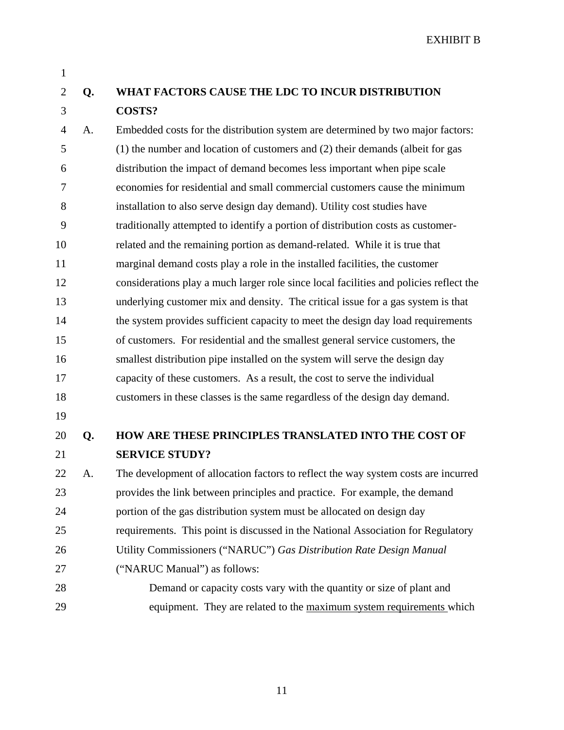EXHIBIT B

**Q. WHAT FACTORS CAUSE THE LDC TO INCUR DISTRIBUTION COSTS?**

A. Embedded costs for the distribution system are determined by two major factors: (1) the number and location of customers and (2) their demands (albeit for gas distribution the impact of demand becomes less important when pipe scale economies for residential and small commercial customers cause the minimum installation to also serve design day demand). Utility cost studies have traditionally attempted to identify a portion of distribution costs as customer-related and the remaining portion as demand-related. While it is true that marginal demand costs play a role in the installed facilities, the customer considerations play a much larger role since local facilities and policies reflect the underlying customer mix and density. The critical issue for a gas system is that the system provides sufficient capacity to meet the design day load requirements of customers. For residential and the smallest general service customers, the smallest distribution pipe installed on the system will serve the design day capacity of these customers. As a result, the cost to serve the individual customers in these classes is the same regardless of the design day demand.

**Q. HOW ARE THESE PRINCIPLES TRANSLATED INTO THE COST OF SERVICE STUDY?**

A. The development of allocation factors to reflect the way system costs are incurred provides the link between principles and practice. For example, the demand portion of the gas distribution system must be allocated on design day requirements. This point is discussed in the National Association for Regulatory Utility Commissioners ("NARUC") *Gas Distribution Rate Design Manual* ("NARUC Manual") as follows:

> Demand or capacity costs vary with the quantity or size of plant and equipment. They are related to the <u>maximum system requirements</u> which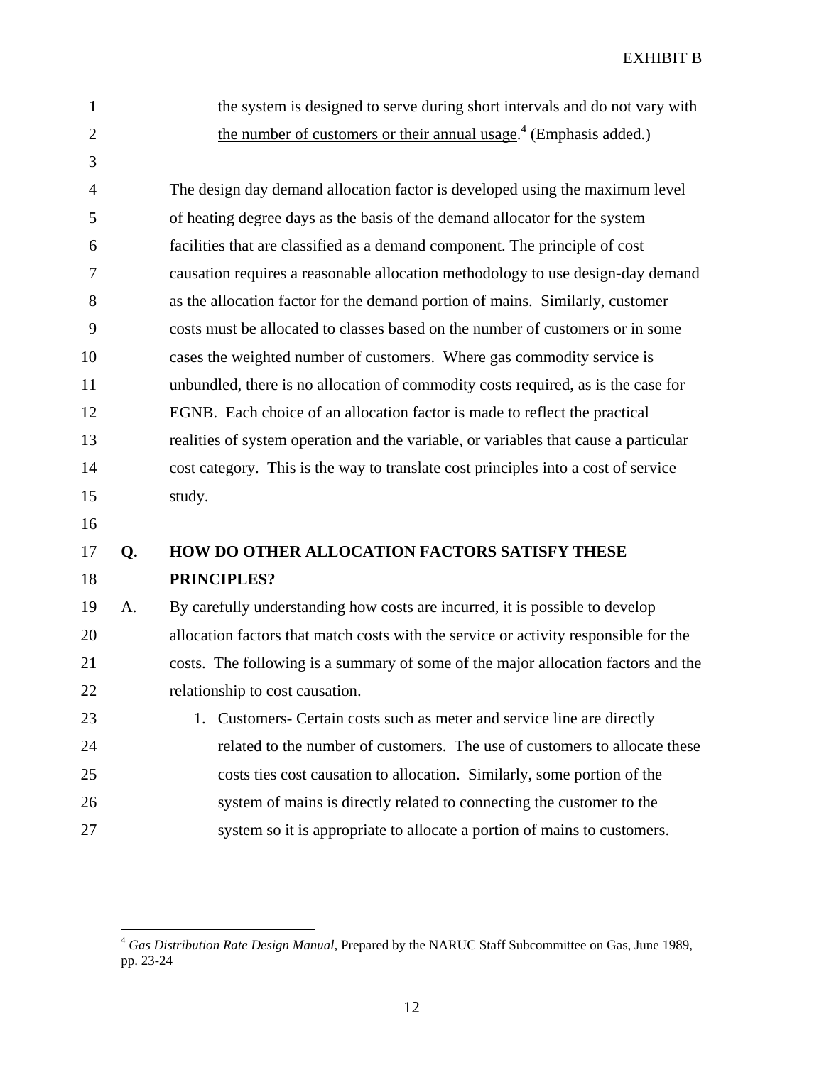EXHIBIT B

> the system is <u>designed</u> to serve during short intervals and <u>do not vary with the number of customers or their annual usage</u>.[4] (Emphasis added.)

The design day demand allocation factor is developed using the maximum level of heating degree days as the basis of the demand allocator for the system facilities that are classified as a demand component. The principle of cost causation requires a reasonable allocation methodology to use design-day demand as the allocation factor for the demand portion of mains. Similarly, customer costs must be allocated to classes based on the number of customers or in some cases the weighted number of customers. Where gas commodity service is unbundled, there is no allocation of commodity costs required, as is the case for EGNB. Each choice of an allocation factor is made to reflect the practical realities of system operation and the variable, or variables that cause a particular cost category. This is the way to translate cost principles into a cost of service study.

**Q. HOW DO OTHER ALLOCATION FACTORS SATISFY THESE PRINCIPLES?**

A. By carefully understanding how costs are incurred, it is possible to develop allocation factors that match costs with the service or activity responsible for the costs. The following is a summary of some of the major allocation factors and the relationship to cost causation.

1. Customers- Certain costs such as meter and service line are directly related to the number of customers. The use of customers to allocate these costs ties cost causation to allocation. Similarly, some portion of the system of mains is directly related to connecting the customer to the system so it is appropriate to allocate a portion of mains to customers.

---

[4] *Gas Distribution Rate Design Manual*, Prepared by the NARUC Staff Subcommittee on Gas, June 1989, pp. 23-24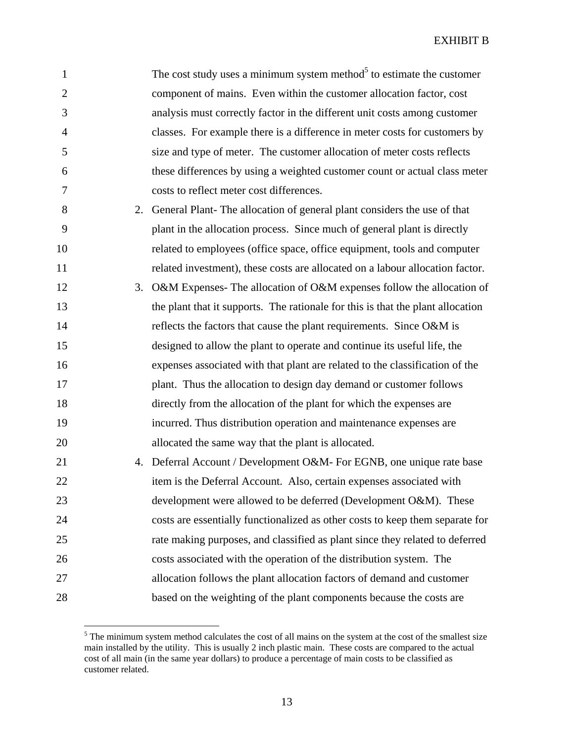The cost study uses a minimum system method[5] to estimate the customer component of mains. Even within the customer allocation factor, cost analysis must correctly factor in the different unit costs among customer classes. For example there is a difference in meter costs for customers by size and type of meter. The customer allocation of meter costs reflects these differences by using a weighted customer count or actual class meter costs to reflect meter cost differences.

2. General Plant- The allocation of general plant considers the use of that plant in the allocation process. Since much of general plant is directly related to employees (office space, office equipment, tools and computer related investment), these costs are allocated on a labour allocation factor.
3. O&M Expenses- The allocation of O&M expenses follow the allocation of the plant that it supports. The rationale for this is that the plant allocation reflects the factors that cause the plant requirements. Since O&M is designed to allow the plant to operate and continue its useful life, the expenses associated with that plant are related to the classification of the plant. Thus the allocation to design day demand or customer follows directly from the allocation of the plant for which the expenses are incurred. Thus distribution operation and maintenance expenses are allocated the same way that the plant is allocated.
4. Deferral Account / Development O&M- For EGNB, one unique rate base item is the Deferral Account. Also, certain expenses associated with development were allowed to be deferred (Development O&M). These costs are essentially functionalized as other costs to keep them separate for rate making purposes, and classified as plant since they related to deferred costs associated with the operation of the distribution system. The allocation follows the plant allocation factors of demand and customer based on the weighting of the plant components because the costs are

[5] The minimum system method calculates the cost of all mains on the system at the cost of the smallest size main installed by the utility. This is usually 2 inch plastic main. These costs are compared to the actual cost of all main (in the same year dollars) to produce a percentage of main costs to be classified as customer related.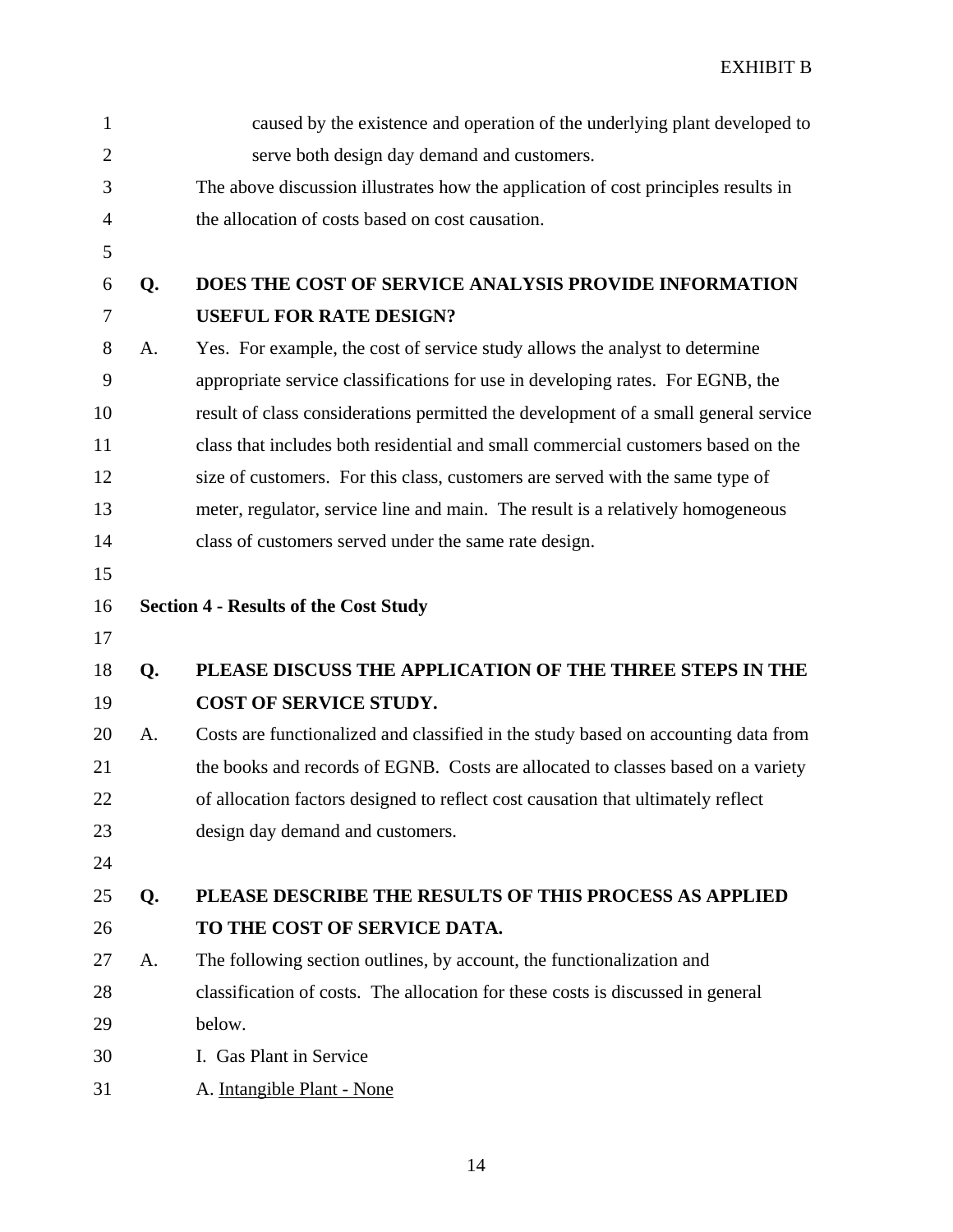caused by the existence and operation of the underlying plant developed to serve both design day demand and customers.

The above discussion illustrates how the application of cost principles results in the allocation of costs based on cost causation.

**Q. DOES THE COST OF SERVICE ANALYSIS PROVIDE INFORMATION USEFUL FOR RATE DESIGN?**

A. Yes. For example, the cost of service study allows the analyst to determine appropriate service classifications for use in developing rates. For EGNB, the result of class considerations permitted the development of a small general service class that includes both residential and small commercial customers based on the size of customers. For this class, customers are served with the same type of meter, regulator, service line and main. The result is a relatively homogeneous class of customers served under the same rate design.

**Section 4 - Results of the Cost Study**

**Q. PLEASE DISCUSS THE APPLICATION OF THE THREE STEPS IN THE COST OF SERVICE STUDY.**

A. Costs are functionalized and classified in the study based on accounting data from the books and records of EGNB. Costs are allocated to classes based on a variety of allocation factors designed to reflect cost causation that ultimately reflect design day demand and customers.

**Q. PLEASE DESCRIBE THE RESULTS OF THIS PROCESS AS APPLIED TO THE COST OF SERVICE DATA.**

A. The following section outlines, by account, the functionalization and classification of costs. The allocation for these costs is discussed in general below.

I. Gas Plant in Service

A. <u>Intangible Plant - None</u>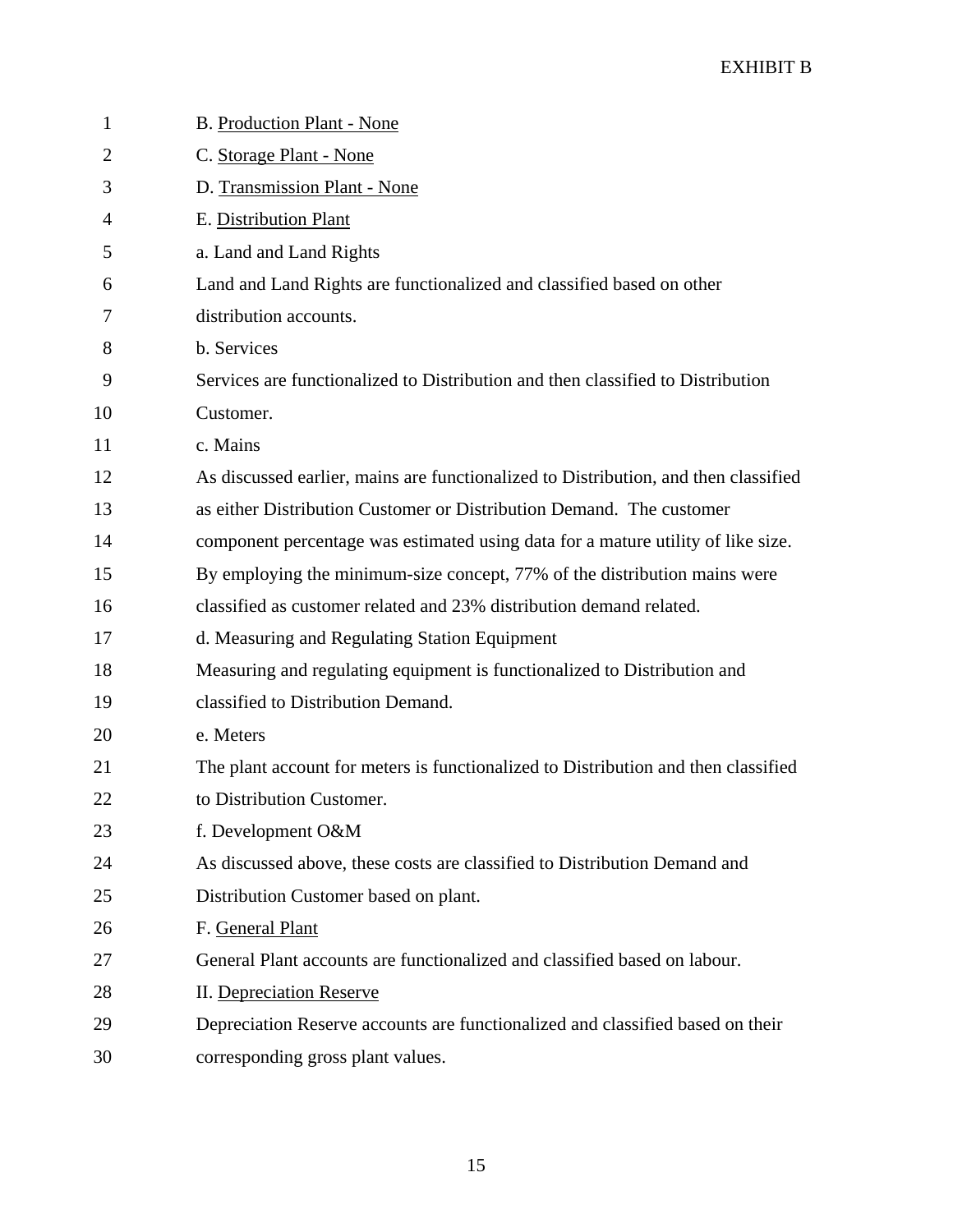B. <u>Production Plant - None</u>

C. <u>Storage Plant - None</u>

D. <u>Transmission Plant - None</u>

E. <u>Distribution Plant</u>

a. Land and Land Rights

Land and Land Rights are functionalized and classified based on other distribution accounts.

b. Services

Services are functionalized to Distribution and then classified to Distribution Customer.

c. Mains

As discussed earlier, mains are functionalized to Distribution, and then classified as either Distribution Customer or Distribution Demand. The customer component percentage was estimated using data for a mature utility of like size. By employing the minimum-size concept, 77% of the distribution mains were classified as customer related and 23% distribution demand related.

d. Measuring and Regulating Station Equipment

Measuring and regulating equipment is functionalized to Distribution and classified to Distribution Demand.

e. Meters

The plant account for meters is functionalized to Distribution and then classified to Distribution Customer.

f. Development O&M

As discussed above, these costs are classified to Distribution Demand and Distribution Customer based on plant.

F. <u>General Plant</u>

General Plant accounts are functionalized and classified based on labour.

II. <u>Depreciation Reserve</u>

Depreciation Reserve accounts are functionalized and classified based on their corresponding gross plant values.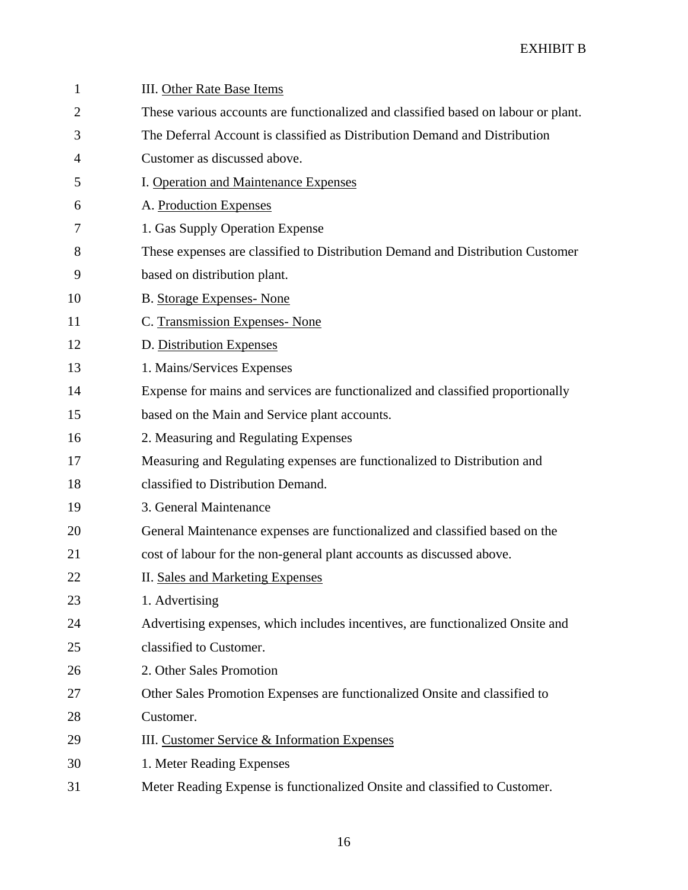III. <u>Other Rate Base Items</u>

These various accounts are functionalized and classified based on labour or plant. The Deferral Account is classified as Distribution Demand and Distribution Customer as discussed above.

I. <u>Operation and Maintenance Expenses</u>

A. <u>Production Expenses</u>

1. Gas Supply Operation Expense

These expenses are classified to Distribution Demand and Distribution Customer based on distribution plant.

B. <u>Storage Expenses- None</u>

C. <u>Transmission Expenses- None</u>

D. <u>Distribution Expenses</u>

1. Mains/Services Expenses

Expense for mains and services are functionalized and classified proportionally based on the Main and Service plant accounts.

2. Measuring and Regulating Expenses

Measuring and Regulating expenses are functionalized to Distribution and classified to Distribution Demand.

3. General Maintenance

General Maintenance expenses are functionalized and classified based on the cost of labour for the non-general plant accounts as discussed above.

II. <u>Sales and Marketing Expenses</u>

1. Advertising

Advertising expenses, which includes incentives, are functionalized Onsite and classified to Customer.

2. Other Sales Promotion

Other Sales Promotion Expenses are functionalized Onsite and classified to Customer.

III. <u>Customer Service & Information Expenses</u>

1. Meter Reading Expenses

Meter Reading Expense is functionalized Onsite and classified to Customer.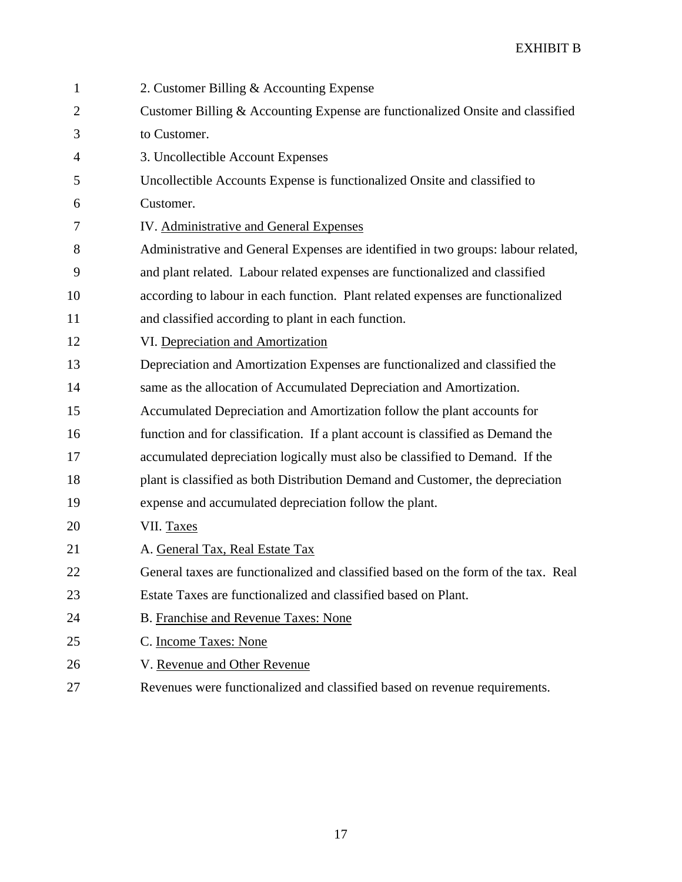2. Customer Billing & Accounting Expense

Customer Billing & Accounting Expense are functionalized Onsite and classified to Customer.

3. Uncollectible Account Expenses

Uncollectible Accounts Expense is functionalized Onsite and classified to Customer.

IV. <u>Administrative and General Expenses</u>

Administrative and General Expenses are identified in two groups: labour related, and plant related. Labour related expenses are functionalized and classified according to labour in each function. Plant related expenses are functionalized and classified according to plant in each function.

VI. <u>Depreciation and Amortization</u>

Depreciation and Amortization Expenses are functionalized and classified the same as the allocation of Accumulated Depreciation and Amortization. Accumulated Depreciation and Amortization follow the plant accounts for function and for classification. If a plant account is classified as Demand the accumulated depreciation logically must also be classified to Demand. If the plant is classified as both Distribution Demand and Customer, the depreciation expense and accumulated depreciation follow the plant.

VII. <u>Taxes</u>

A. <u>General Tax, Real Estate Tax</u>

General taxes are functionalized and classified based on the form of the tax. Real Estate Taxes are functionalized and classified based on Plant.

B. <u>Franchise and Revenue Taxes: None</u>

C. <u>Income Taxes: None</u>

V. <u>Revenue and Other Revenue</u>

Revenues were functionalized and classified based on revenue requirements.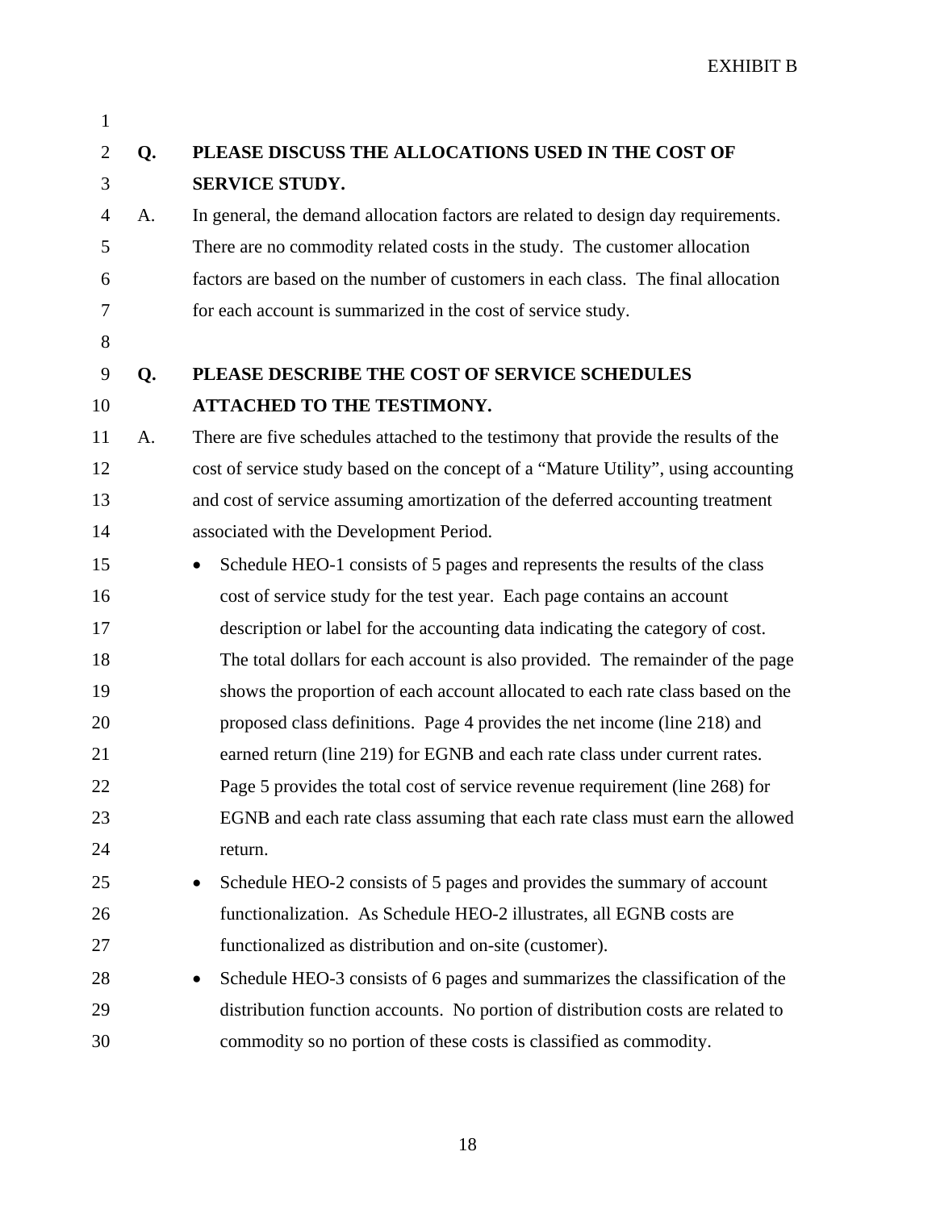EXHIBIT B

**Q. PLEASE DISCUSS THE ALLOCATIONS USED IN THE COST OF SERVICE STUDY.**

A. In general, the demand allocation factors are related to design day requirements. There are no commodity related costs in the study. The customer allocation factors are based on the number of customers in each class. The final allocation for each account is summarized in the cost of service study.

**Q. PLEASE DESCRIBE THE COST OF SERVICE SCHEDULES ATTACHED TO THE TESTIMONY.**

A. There are five schedules attached to the testimony that provide the results of the cost of service study based on the concept of a "Mature Utility", using accounting and cost of service assuming amortization of the deferred accounting treatment associated with the Development Period.

- Schedule HEO-1 consists of 5 pages and represents the results of the class cost of service study for the test year. Each page contains an account description or label for the accounting data indicating the category of cost. The total dollars for each account is also provided. The remainder of the page shows the proportion of each account allocated to each rate class based on the proposed class definitions. Page 4 provides the net income (line 218) and earned return (line 219) for EGNB and each rate class under current rates. Page 5 provides the total cost of service revenue requirement (line 268) for EGNB and each rate class assuming that each rate class must earn the allowed return.
- Schedule HEO-2 consists of 5 pages and provides the summary of account functionalization. As Schedule HEO-2 illustrates, all EGNB costs are functionalized as distribution and on-site (customer).
- Schedule HEO-3 consists of 6 pages and summarizes the classification of the distribution function accounts. No portion of distribution costs are related to commodity so no portion of these costs is classified as commodity.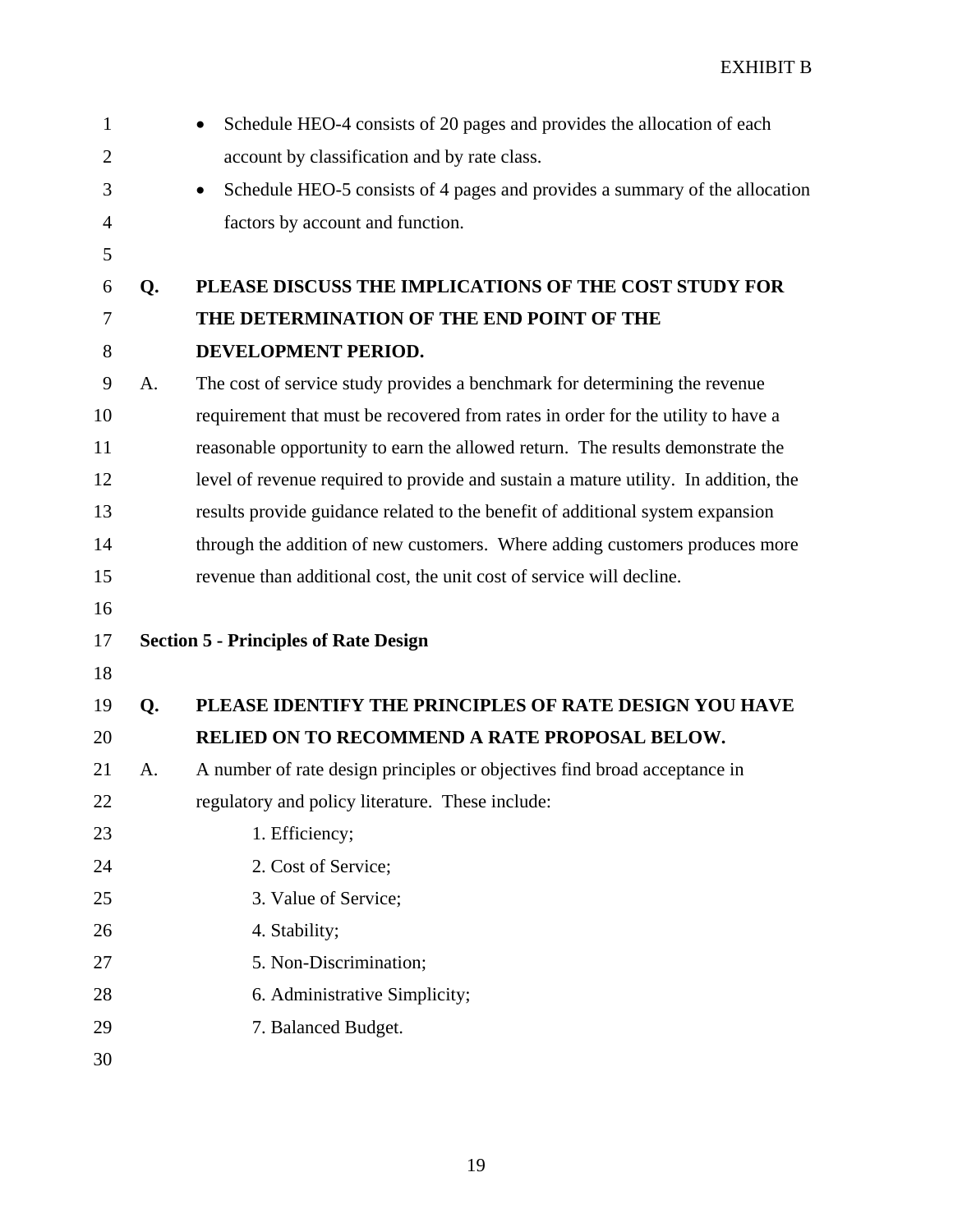- Schedule HEO-4 consists of 20 pages and provides the allocation of each account by classification and by rate class.
- Schedule HEO-5 consists of 4 pages and provides a summary of the allocation factors by account and function.

**Q. PLEASE DISCUSS THE IMPLICATIONS OF THE COST STUDY FOR THE DETERMINATION OF THE END POINT OF THE DEVELOPMENT PERIOD.**

A. The cost of service study provides a benchmark for determining the revenue requirement that must be recovered from rates in order for the utility to have a reasonable opportunity to earn the allowed return. The results demonstrate the level of revenue required to provide and sustain a mature utility. In addition, the results provide guidance related to the benefit of additional system expansion through the addition of new customers. Where adding customers produces more revenue than additional cost, the unit cost of service will decline.

## Section 5 - Principles of Rate Design

**Q. PLEASE IDENTIFY THE PRINCIPLES OF RATE DESIGN YOU HAVE RELIED ON TO RECOMMEND A RATE PROPOSAL BELOW.**

A. A number of rate design principles or objectives find broad acceptance in regulatory and policy literature. These include:

1. Efficiency;
2. Cost of Service;
3. Value of Service;
4. Stability;
5. Non-Discrimination;
6. Administrative Simplicity;
7. Balanced Budget.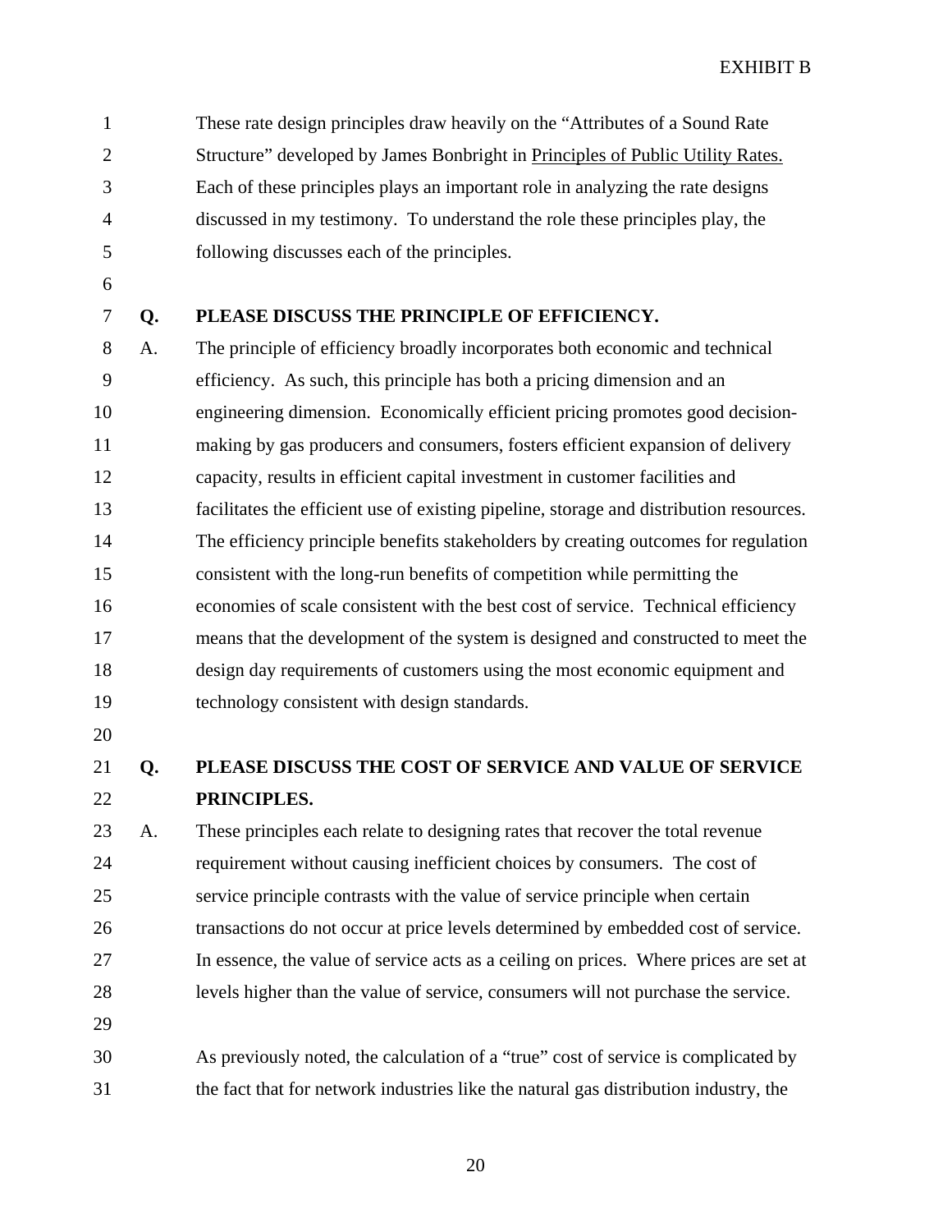These rate design principles draw heavily on the "Attributes of a Sound Rate Structure" developed by James Bonbright in Principles of Public Utility Rates. Each of these principles plays an important role in analyzing the rate designs discussed in my testimony. To understand the role these principles play, the following discusses each of the principles.

**Q. PLEASE DISCUSS THE PRINCIPLE OF EFFICIENCY.**

A. The principle of efficiency broadly incorporates both economic and technical efficiency. As such, this principle has both a pricing dimension and an engineering dimension. Economically efficient pricing promotes good decision-making by gas producers and consumers, fosters efficient expansion of delivery capacity, results in efficient capital investment in customer facilities and facilitates the efficient use of existing pipeline, storage and distribution resources. The efficiency principle benefits stakeholders by creating outcomes for regulation consistent with the long-run benefits of competition while permitting the economies of scale consistent with the best cost of service. Technical efficiency means that the development of the system is designed and constructed to meet the design day requirements of customers using the most economic equipment and technology consistent with design standards.

**Q. PLEASE DISCUSS THE COST OF SERVICE AND VALUE OF SERVICE PRINCIPLES.**

A. These principles each relate to designing rates that recover the total revenue requirement without causing inefficient choices by consumers. The cost of service principle contrasts with the value of service principle when certain transactions do not occur at price levels determined by embedded cost of service. In essence, the value of service acts as a ceiling on prices. Where prices are set at levels higher than the value of service, consumers will not purchase the service.

As previously noted, the calculation of a "true" cost of service is complicated by the fact that for network industries like the natural gas distribution industry, the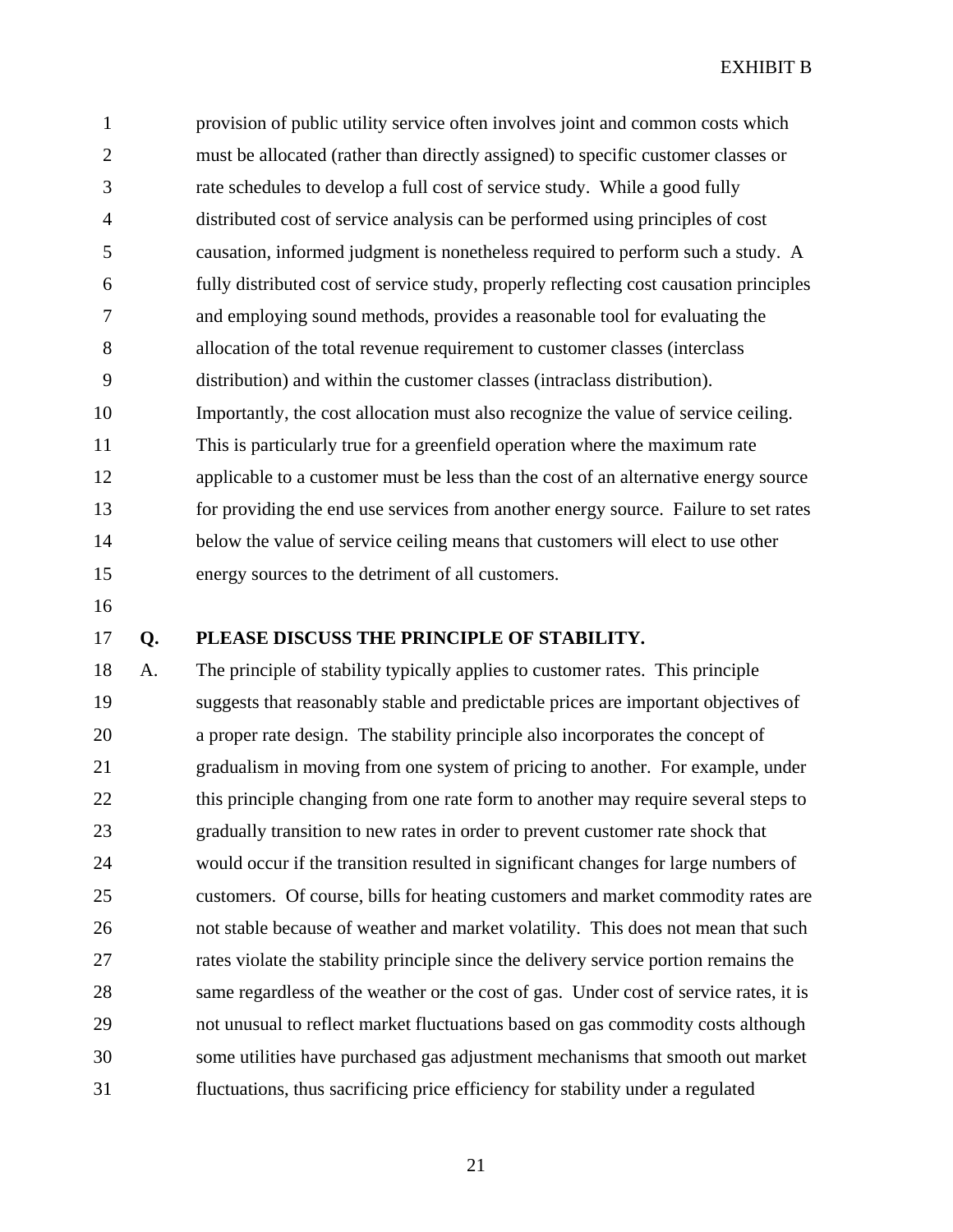provision of public utility service often involves joint and common costs which must be allocated (rather than directly assigned) to specific customer classes or rate schedules to develop a full cost of service study. While a good fully distributed cost of service analysis can be performed using principles of cost causation, informed judgment is nonetheless required to perform such a study. A fully distributed cost of service study, properly reflecting cost causation principles and employing sound methods, provides a reasonable tool for evaluating the allocation of the total revenue requirement to customer classes (interclass distribution) and within the customer classes (intraclass distribution). Importantly, the cost allocation must also recognize the value of service ceiling. This is particularly true for a greenfield operation where the maximum rate applicable to a customer must be less than the cost of an alternative energy source for providing the end use services from another energy source. Failure to set rates below the value of service ceiling means that customers will elect to use other energy sources to the detriment of all customers.

**Q. PLEASE DISCUSS THE PRINCIPLE OF STABILITY.**

A. The principle of stability typically applies to customer rates. This principle suggests that reasonably stable and predictable prices are important objectives of a proper rate design. The stability principle also incorporates the concept of gradualism in moving from one system of pricing to another. For example, under this principle changing from one rate form to another may require several steps to gradually transition to new rates in order to prevent customer rate shock that would occur if the transition resulted in significant changes for large numbers of customers. Of course, bills for heating customers and market commodity rates are not stable because of weather and market volatility. This does not mean that such rates violate the stability principle since the delivery service portion remains the same regardless of the weather or the cost of gas. Under cost of service rates, it is not unusual to reflect market fluctuations based on gas commodity costs although some utilities have purchased gas adjustment mechanisms that smooth out market fluctuations, thus sacrificing price efficiency for stability under a regulated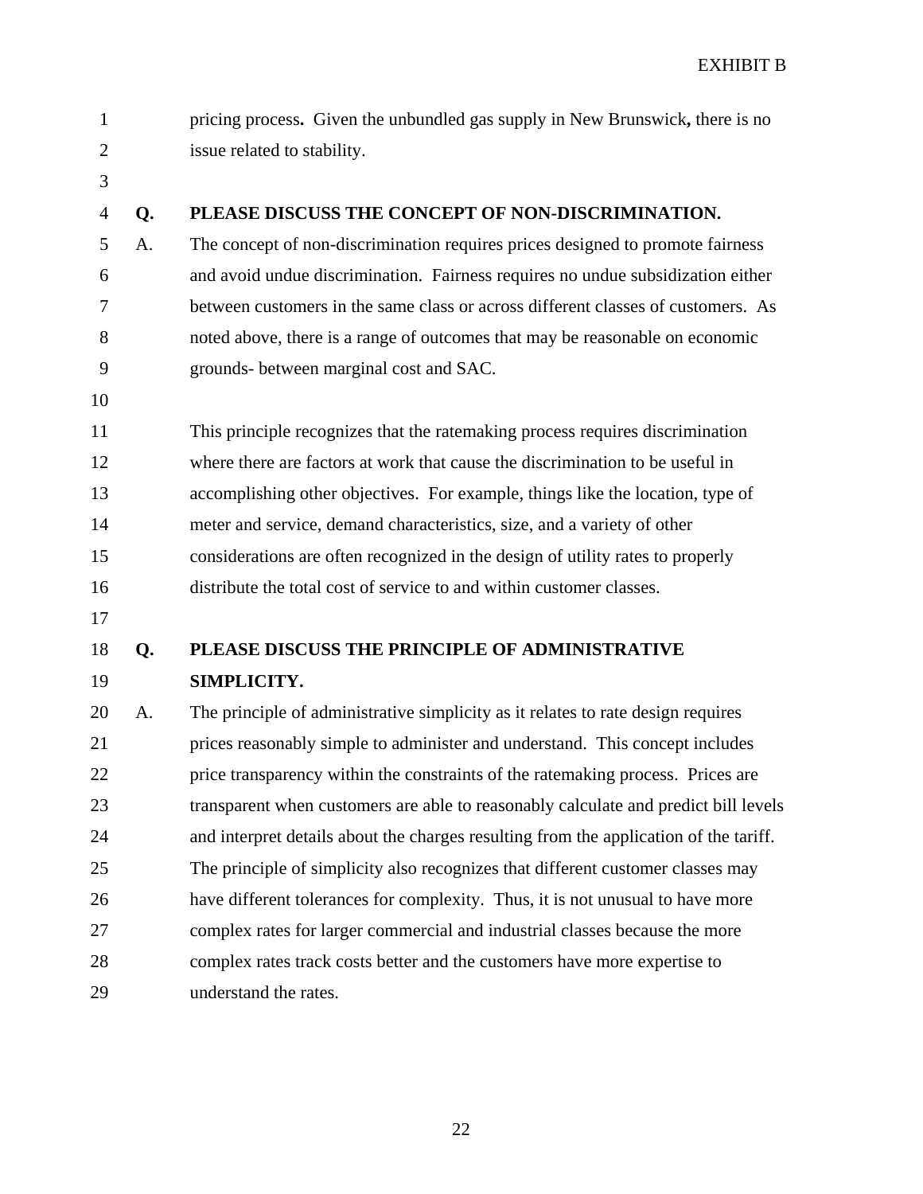pricing process**.** Given the unbundled gas supply in New Brunswick**,** there is no issue related to stability.

**Q. PLEASE DISCUSS THE CONCEPT OF NON-DISCRIMINATION.**

A. The concept of non-discrimination requires prices designed to promote fairness and avoid undue discrimination. Fairness requires no undue subsidization either between customers in the same class or across different classes of customers. As noted above, there is a range of outcomes that may be reasonable on economic grounds- between marginal cost and SAC.

This principle recognizes that the ratemaking process requires discrimination where there are factors at work that cause the discrimination to be useful in accomplishing other objectives. For example, things like the location, type of meter and service, demand characteristics, size, and a variety of other considerations are often recognized in the design of utility rates to properly distribute the total cost of service to and within customer classes.

**Q. PLEASE DISCUSS THE PRINCIPLE OF ADMINISTRATIVE SIMPLICITY.**

A. The principle of administrative simplicity as it relates to rate design requires prices reasonably simple to administer and understand. This concept includes price transparency within the constraints of the ratemaking process. Prices are transparent when customers are able to reasonably calculate and predict bill levels and interpret details about the charges resulting from the application of the tariff. The principle of simplicity also recognizes that different customer classes may have different tolerances for complexity. Thus, it is not unusual to have more complex rates for larger commercial and industrial classes because the more complex rates track costs better and the customers have more expertise to understand the rates.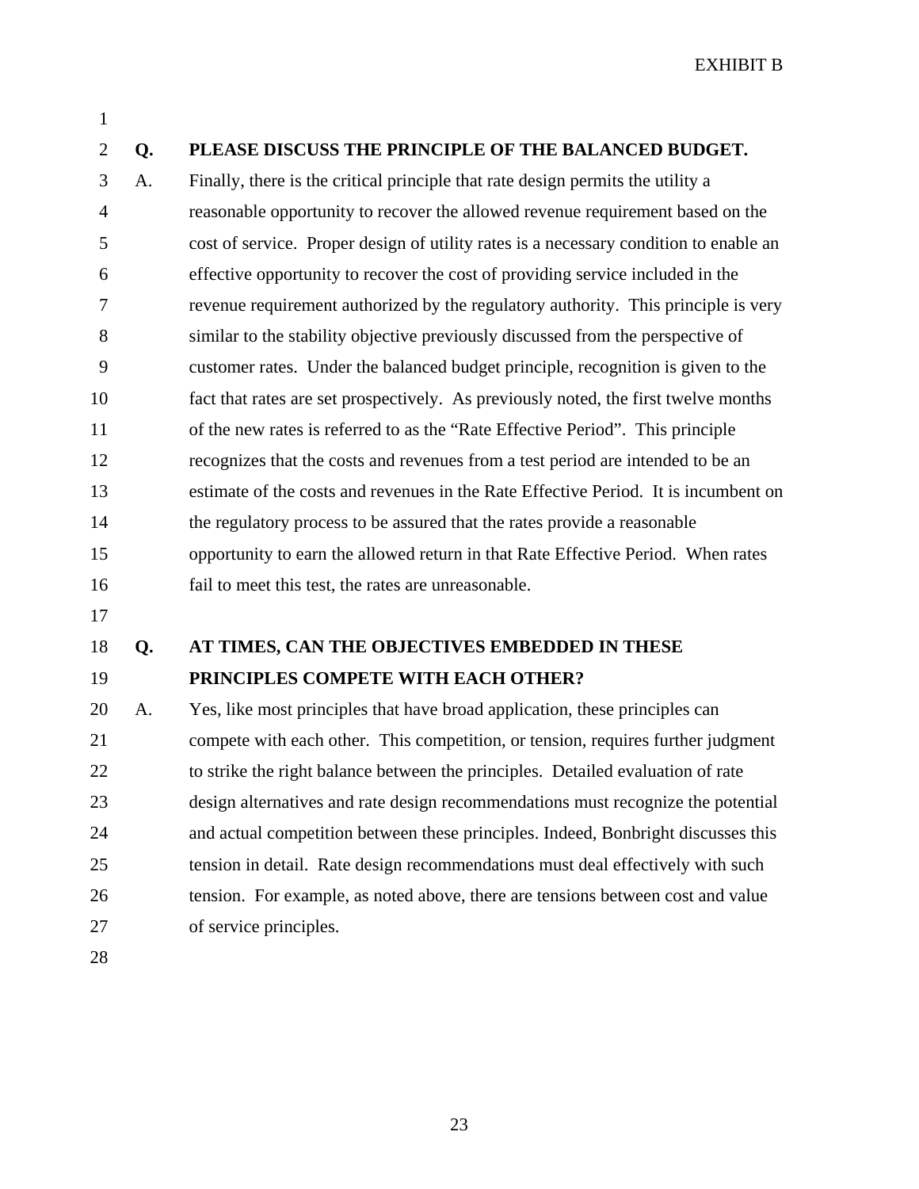**Q. PLEASE DISCUSS THE PRINCIPLE OF THE BALANCED BUDGET.**

A. Finally, there is the critical principle that rate design permits the utility a reasonable opportunity to recover the allowed revenue requirement based on the cost of service. Proper design of utility rates is a necessary condition to enable an effective opportunity to recover the cost of providing service included in the revenue requirement authorized by the regulatory authority. This principle is very similar to the stability objective previously discussed from the perspective of customer rates. Under the balanced budget principle, recognition is given to the fact that rates are set prospectively. As previously noted, the first twelve months of the new rates is referred to as the "Rate Effective Period". This principle recognizes that the costs and revenues from a test period are intended to be an estimate of the costs and revenues in the Rate Effective Period. It is incumbent on the regulatory process to be assured that the rates provide a reasonable opportunity to earn the allowed return in that Rate Effective Period. When rates fail to meet this test, the rates are unreasonable.

**Q. AT TIMES, CAN THE OBJECTIVES EMBEDDED IN THESE PRINCIPLES COMPETE WITH EACH OTHER?**

A. Yes, like most principles that have broad application, these principles can compete with each other. This competition, or tension, requires further judgment to strike the right balance between the principles. Detailed evaluation of rate design alternatives and rate design recommendations must recognize the potential and actual competition between these principles. Indeed, Bonbright discusses this tension in detail. Rate design recommendations must deal effectively with such tension. For example, as noted above, there are tensions between cost and value of service principles.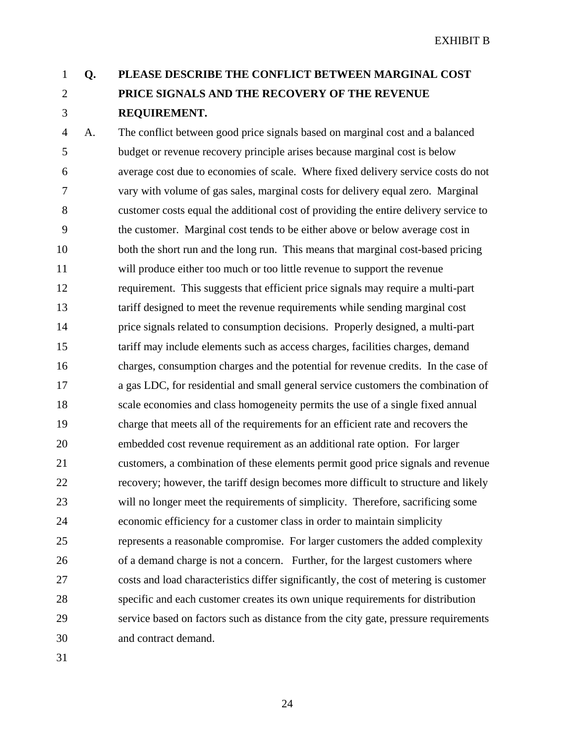EXHIBIT B

**Q. PLEASE DESCRIBE THE CONFLICT BETWEEN MARGINAL COST PRICE SIGNALS AND THE RECOVERY OF THE REVENUE REQUIREMENT.**

A. The conflict between good price signals based on marginal cost and a balanced budget or revenue recovery principle arises because marginal cost is below average cost due to economies of scale. Where fixed delivery service costs do not vary with volume of gas sales, marginal costs for delivery equal zero. Marginal customer costs equal the additional cost of providing the entire delivery service to the customer. Marginal cost tends to be either above or below average cost in both the short run and the long run. This means that marginal cost-based pricing will produce either too much or too little revenue to support the revenue requirement. This suggests that efficient price signals may require a multi-part tariff designed to meet the revenue requirements while sending marginal cost price signals related to consumption decisions. Properly designed, a multi-part tariff may include elements such as access charges, facilities charges, demand charges, consumption charges and the potential for revenue credits. In the case of a gas LDC, for residential and small general service customers the combination of scale economies and class homogeneity permits the use of a single fixed annual charge that meets all of the requirements for an efficient rate and recovers the embedded cost revenue requirement as an additional rate option. For larger customers, a combination of these elements permit good price signals and revenue recovery; however, the tariff design becomes more difficult to structure and likely will no longer meet the requirements of simplicity. Therefore, sacrificing some economic efficiency for a customer class in order to maintain simplicity represents a reasonable compromise. For larger customers the added complexity of a demand charge is not a concern. Further, for the largest customers where costs and load characteristics differ significantly, the cost of metering is customer specific and each customer creates its own unique requirements for distribution service based on factors such as distance from the city gate, pressure requirements and contract demand.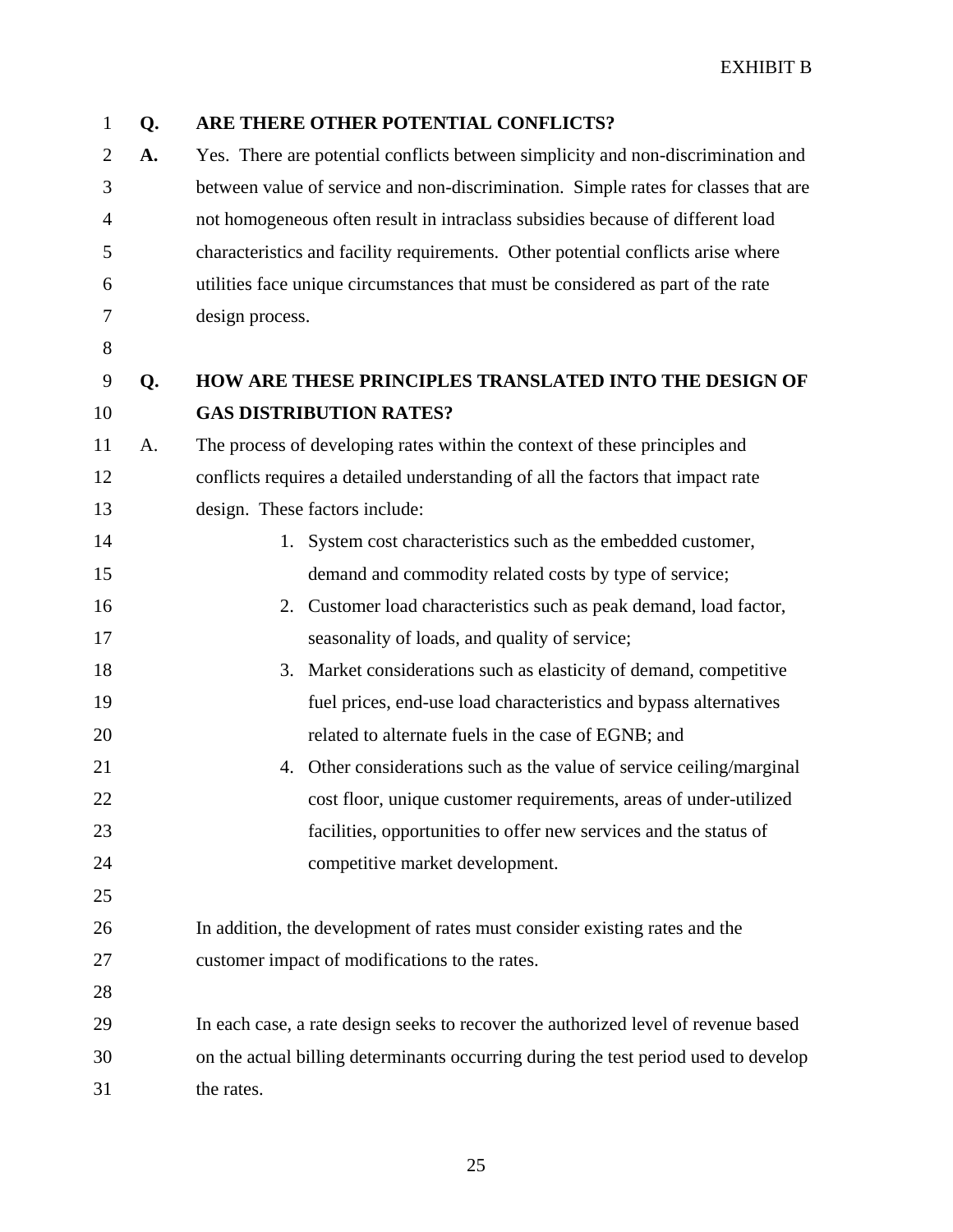EXHIBIT B

**Q. ARE THERE OTHER POTENTIAL CONFLICTS?**

**A.** Yes. There are potential conflicts between simplicity and non-discrimination and between value of service and non-discrimination. Simple rates for classes that are not homogeneous often result in intraclass subsidies because of different load characteristics and facility requirements. Other potential conflicts arise where utilities face unique circumstances that must be considered as part of the rate design process.

**Q. HOW ARE THESE PRINCIPLES TRANSLATED INTO THE DESIGN OF GAS DISTRIBUTION RATES?**

A. The process of developing rates within the context of these principles and conflicts requires a detailed understanding of all the factors that impact rate design. These factors include:

1. System cost characteristics such as the embedded customer, demand and commodity related costs by type of service;
2. Customer load characteristics such as peak demand, load factor, seasonality of loads, and quality of service;
3. Market considerations such as elasticity of demand, competitive fuel prices, end-use load characteristics and bypass alternatives related to alternate fuels in the case of EGNB; and
4. Other considerations such as the value of service ceiling/marginal cost floor, unique customer requirements, areas of under-utilized facilities, opportunities to offer new services and the status of competitive market development.

In addition, the development of rates must consider existing rates and the customer impact of modifications to the rates.

In each case, a rate design seeks to recover the authorized level of revenue based on the actual billing determinants occurring during the test period used to develop the rates.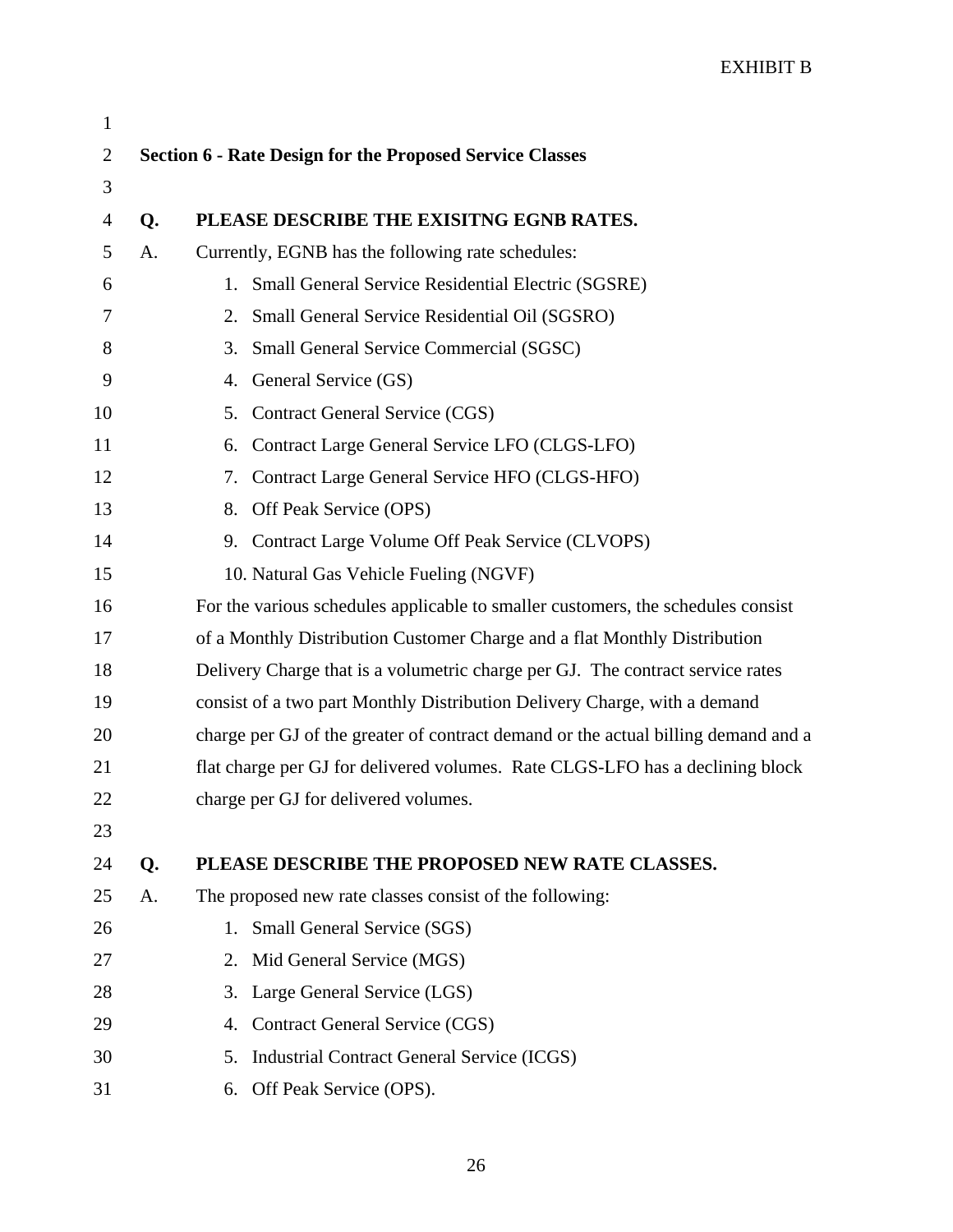EXHIBIT B

## Section 6 - Rate Design for the Proposed Service Classes

**Q. PLEASE DESCRIBE THE EXISITNG EGNB RATES.**

A. Currently, EGNB has the following rate schedules:

1. Small General Service Residential Electric (SGSRE)
2. Small General Service Residential Oil (SGSRO)
3. Small General Service Commercial (SGSC)
4. General Service (GS)
5. Contract General Service (CGS)
6. Contract Large General Service LFO (CLGS-LFO)
7. Contract Large General Service HFO (CLGS-HFO)
8. Off Peak Service (OPS)
9. Contract Large Volume Off Peak Service (CLVOPS)
10. Natural Gas Vehicle Fueling (NGVF)

For the various schedules applicable to smaller customers, the schedules consist of a Monthly Distribution Customer Charge and a flat Monthly Distribution Delivery Charge that is a volumetric charge per GJ. The contract service rates consist of a two part Monthly Distribution Delivery Charge, with a demand charge per GJ of the greater of contract demand or the actual billing demand and a flat charge per GJ for delivered volumes. Rate CLGS-LFO has a declining block charge per GJ for delivered volumes.

**Q. PLEASE DESCRIBE THE PROPOSED NEW RATE CLASSES.**

A. The proposed new rate classes consist of the following:

1. Small General Service (SGS)
2. Mid General Service (MGS)
3. Large General Service (LGS)
4. Contract General Service (CGS)
5. Industrial Contract General Service (ICGS)
6. Off Peak Service (OPS).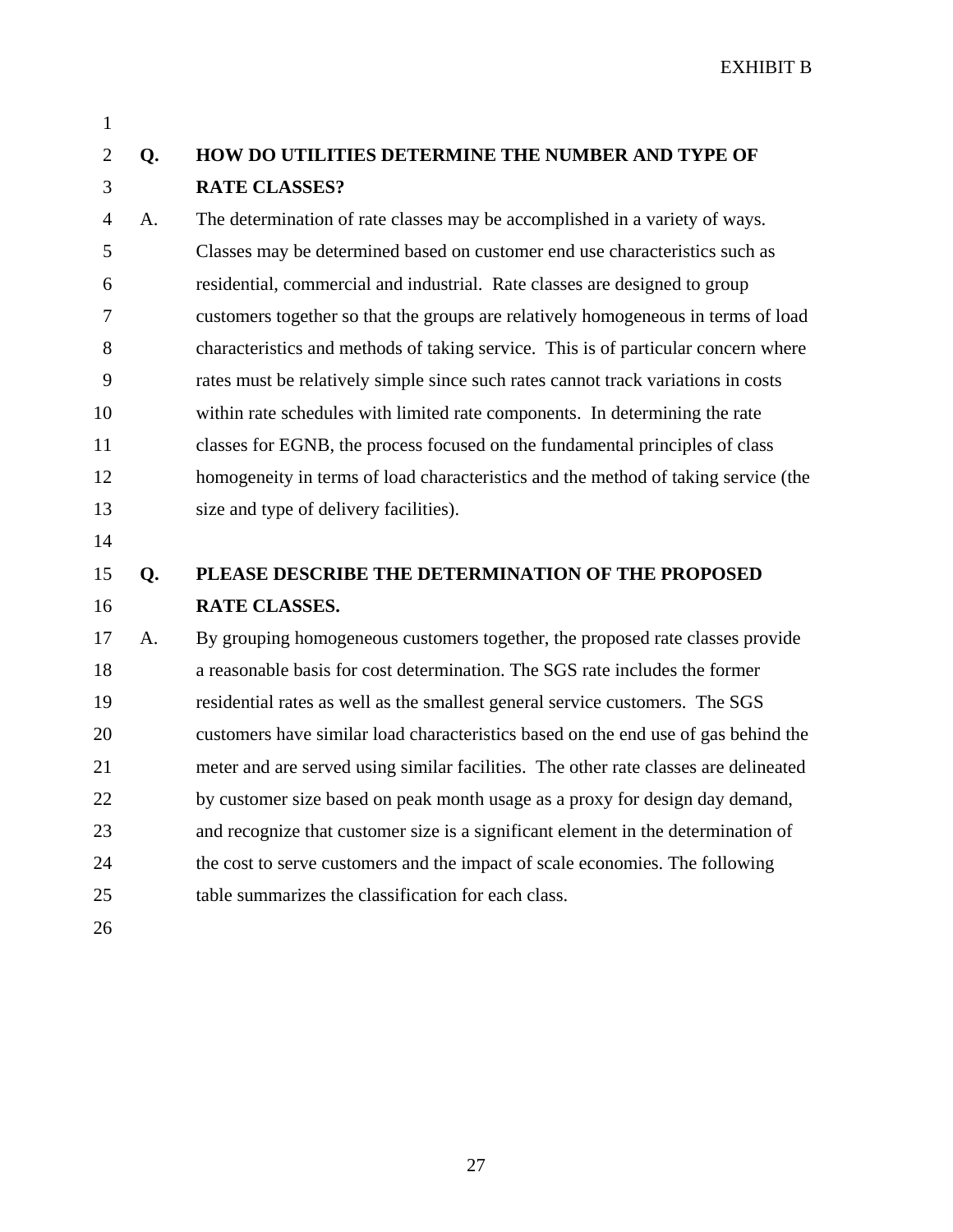EXHIBIT B

**Q. HOW DO UTILITIES DETERMINE THE NUMBER AND TYPE OF RATE CLASSES?**

A. The determination of rate classes may be accomplished in a variety of ways. Classes may be determined based on customer end use characteristics such as residential, commercial and industrial. Rate classes are designed to group customers together so that the groups are relatively homogeneous in terms of load characteristics and methods of taking service. This is of particular concern where rates must be relatively simple since such rates cannot track variations in costs within rate schedules with limited rate components. In determining the rate classes for EGNB, the process focused on the fundamental principles of class homogeneity in terms of load characteristics and the method of taking service (the size and type of delivery facilities).

**Q. PLEASE DESCRIBE THE DETERMINATION OF THE PROPOSED RATE CLASSES.**

A. By grouping homogeneous customers together, the proposed rate classes provide a reasonable basis for cost determination. The SGS rate includes the former residential rates as well as the smallest general service customers. The SGS customers have similar load characteristics based on the end use of gas behind the meter and are served using similar facilities. The other rate classes are delineated by customer size based on peak month usage as a proxy for design day demand, and recognize that customer size is a significant element in the determination of the cost to serve customers and the impact of scale economies. The following table summarizes the classification for each class.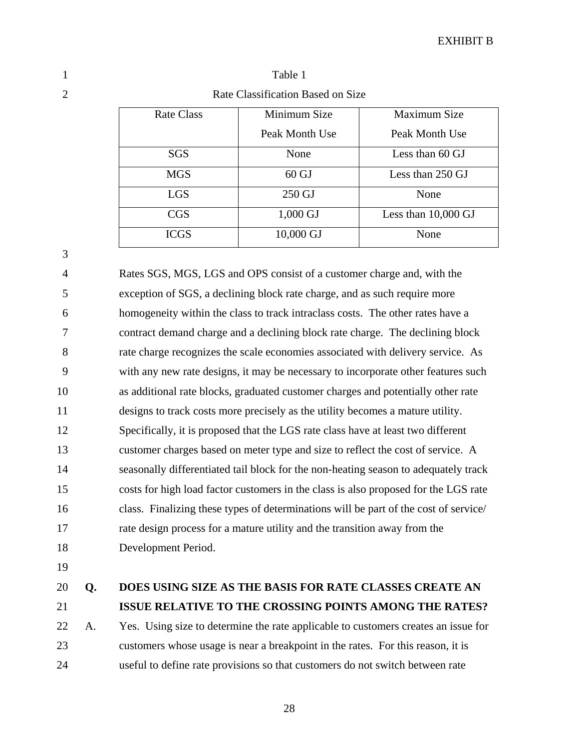Table 1

Rate Classification Based on Size

| Rate Class | Minimum Size Peak Month Use | Maximum Size Peak Month Use |
|---|---|---|
| SGS | None | Less than 60 GJ |
| MGS | 60 GJ | Less than 250 GJ |
| LGS | 250 GJ | None |
| CGS | 1,000 GJ | Less than 10,000 GJ |
| ICGS | 10,000 GJ | None |

Rates SGS, MGS, LGS and OPS consist of a customer charge and, with the exception of SGS, a declining block rate charge, and as such require more homogeneity within the class to track intraclass costs. The other rates have a contract demand charge and a declining block rate charge. The declining block rate charge recognizes the scale economies associated with delivery service. As with any new rate designs, it may be necessary to incorporate other features such as additional rate blocks, graduated customer charges and potentially other rate designs to track costs more precisely as the utility becomes a mature utility. Specifically, it is proposed that the LGS rate class have at least two different customer charges based on meter type and size to reflect the cost of service. A seasonally differentiated tail block for the non-heating season to adequately track costs for high load factor customers in the class is also proposed for the LGS rate class. Finalizing these types of determinations will be part of the cost of service/ rate design process for a mature utility and the transition away from the Development Period.

**Q. DOES USING SIZE AS THE BASIS FOR RATE CLASSES CREATE AN ISSUE RELATIVE TO THE CROSSING POINTS AMONG THE RATES?**

A. Yes. Using size to determine the rate applicable to customers creates an issue for customers whose usage is near a breakpoint in the rates. For this reason, it is useful to define rate provisions so that customers do not switch between rate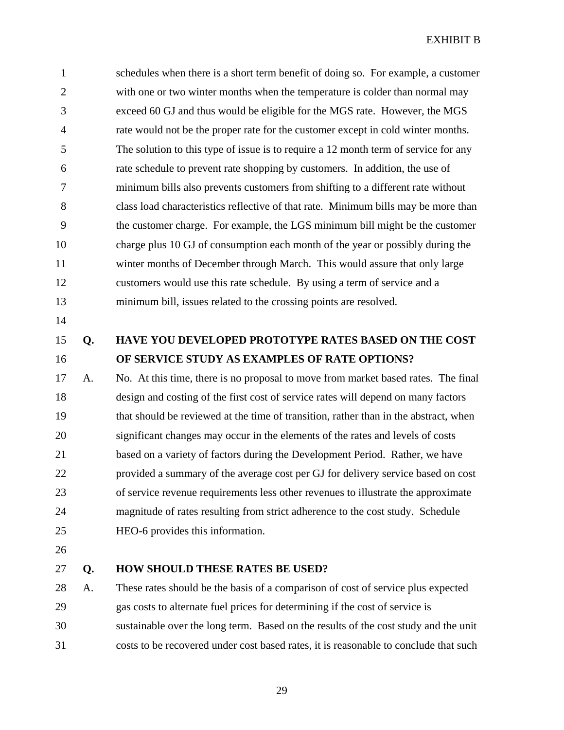schedules when there is a short term benefit of doing so. For example, a customer with one or two winter months when the temperature is colder than normal may exceed 60 GJ and thus would be eligible for the MGS rate. However, the MGS rate would not be the proper rate for the customer except in cold winter months. The solution to this type of issue is to require a 12 month term of service for any rate schedule to prevent rate shopping by customers. In addition, the use of minimum bills also prevents customers from shifting to a different rate without class load characteristics reflective of that rate. Minimum bills may be more than the customer charge. For example, the LGS minimum bill might be the customer charge plus 10 GJ of consumption each month of the year or possibly during the winter months of December through March. This would assure that only large customers would use this rate schedule. By using a term of service and a minimum bill, issues related to the crossing points are resolved.

**Q. HAVE YOU DEVELOPED PROTOTYPE RATES BASED ON THE COST OF SERVICE STUDY AS EXAMPLES OF RATE OPTIONS?**

A. No. At this time, there is no proposal to move from market based rates. The final design and costing of the first cost of service rates will depend on many factors that should be reviewed at the time of transition, rather than in the abstract, when significant changes may occur in the elements of the rates and levels of costs based on a variety of factors during the Development Period. Rather, we have provided a summary of the average cost per GJ for delivery service based on cost of service revenue requirements less other revenues to illustrate the approximate magnitude of rates resulting from strict adherence to the cost study. Schedule HEO-6 provides this information.

**Q. HOW SHOULD THESE RATES BE USED?**

A. These rates should be the basis of a comparison of cost of service plus expected gas costs to alternate fuel prices for determining if the cost of service is sustainable over the long term. Based on the results of the cost study and the unit costs to be recovered under cost based rates, it is reasonable to conclude that such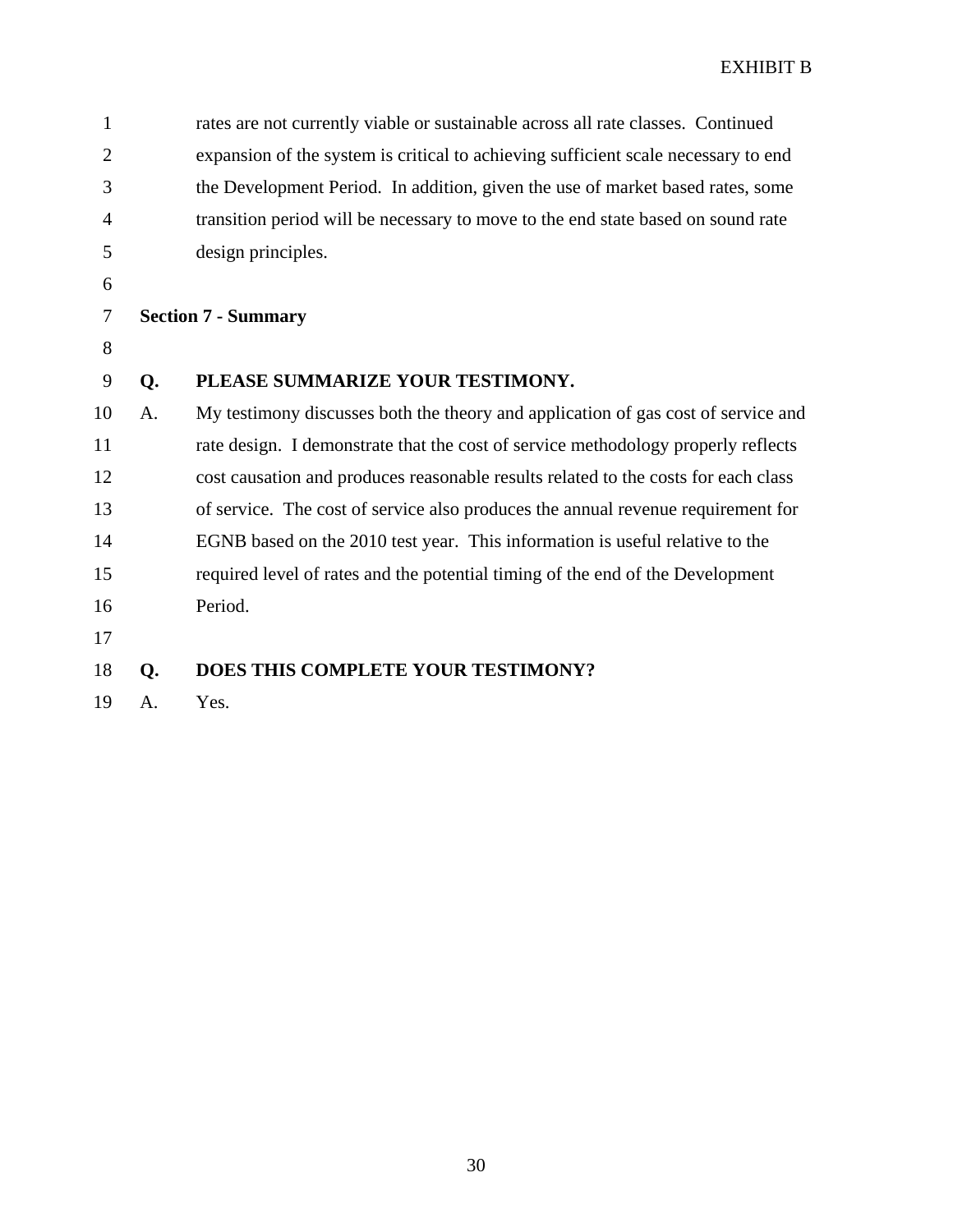rates are not currently viable or sustainable across all rate classes. Continued expansion of the system is critical to achieving sufficient scale necessary to end the Development Period. In addition, given the use of market based rates, some transition period will be necessary to move to the end state based on sound rate design principles.

**Section 7 - Summary**

**Q. PLEASE SUMMARIZE YOUR TESTIMONY.**

A. My testimony discusses both the theory and application of gas cost of service and rate design. I demonstrate that the cost of service methodology properly reflects cost causation and produces reasonable results related to the costs for each class of service. The cost of service also produces the annual revenue requirement for EGNB based on the 2010 test year. This information is useful relative to the required level of rates and the potential timing of the end of the Development Period.

**Q. DOES THIS COMPLETE YOUR TESTIMONY?**

A. Yes.